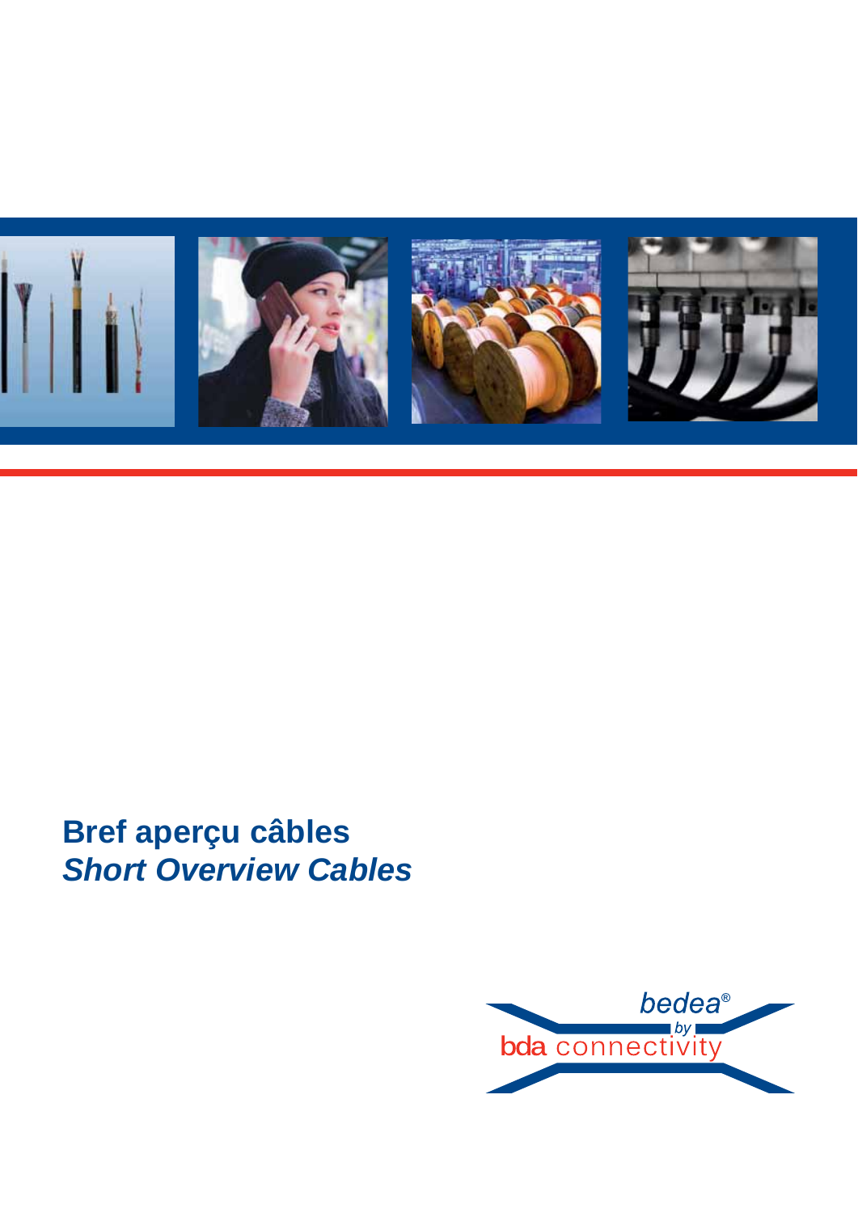# Bref aperçu câbles
## *Short Overview Cables*

bedea®
by
bda connectivity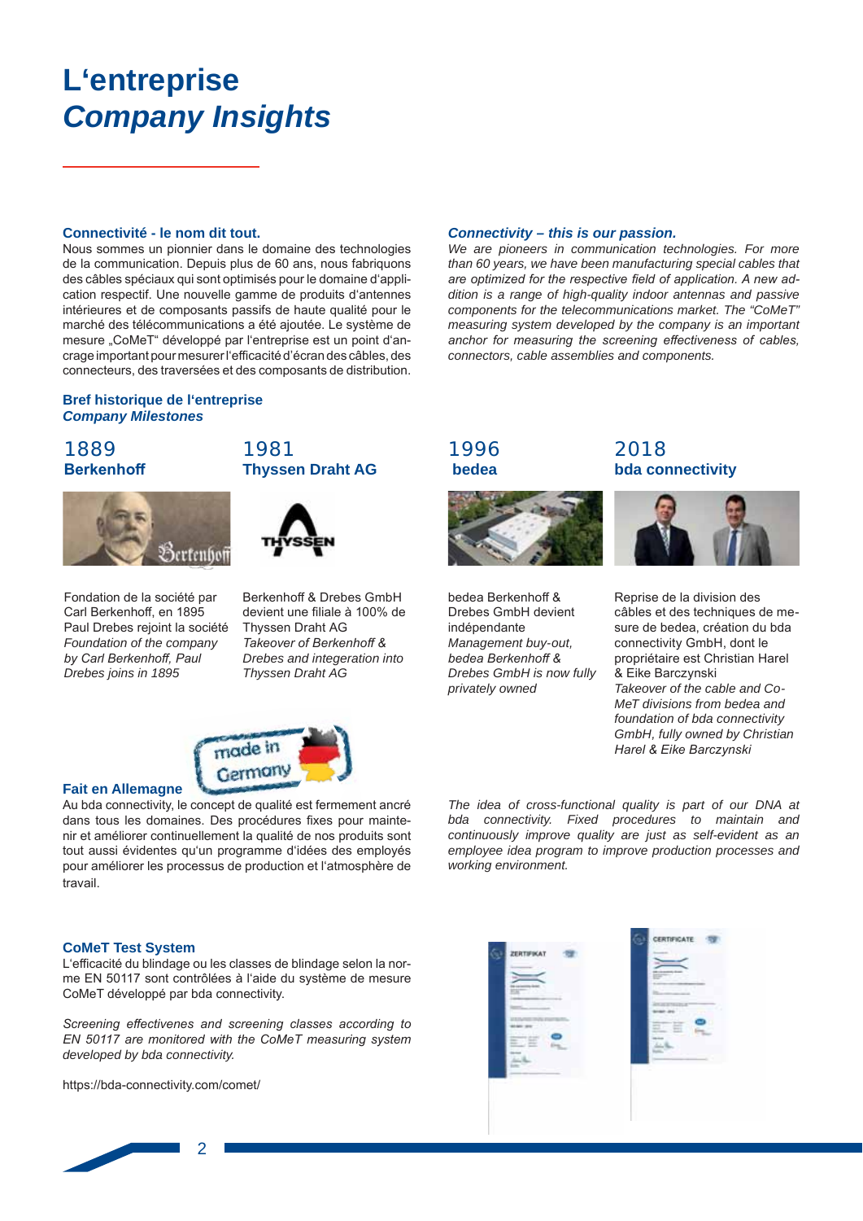# L'entreprise
# *Company Insights*

### Connectivité - le nom dit tout.

Nous sommes un pionnier dans le domaine des technologies de la communication. Depuis plus de 60 ans, nous fabriquons des câbles spéciaux qui sont optimisés pour le domaine d'application respectif. Une nouvelle gamme de produits d'antennes intérieures et de composants passifs de haute qualité pour le marché des télécommunications a été ajoutée. Le système de mesure „CoMeT" développé par l'entreprise est un point d'ancrage important pour mesurer l'efficacité d'écran des câbles, des connecteurs, des traversées et des composants de distribution.

### *Connectivity – this is our passion.*

*We are pioneers in communication technologies. For more than 60 years, we have been manufacturing special cables that are optimized for the respective field of application. A new addition is a range of high-quality indoor antennas and passive components for the telecommunications market. The "CoMeT" measuring system developed by the company is an important anchor for measuring the screening effectiveness of cables, connectors, cable assemblies and components.*

### Bref historique de l'entreprise
### *Company Milestones*

**1889**
**Berkenhoff**

Fondation de la société par Carl Berkenhoff, en 1895 Paul Drebes rejoint la société
*Foundation of the company by Carl Berkenhoff, Paul Drebes joins in 1895*

**1981**
**Thyssen Draht AG**

Berkenhoff & Drebes GmbH devient une filiale à 100% de Thyssen Draht AG
*Takeover of Berkenhoff & Drebes and integeration into Thyssen Draht AG*

**1996**
**bedea**

bedea Berkenhoff & Drebes GmbH devient indépendante
*Management buy-out, bedea Berkenhoff & Drebes GmbH is now fully privately owned*

**2018**
**bda connectivity**

Reprise de la division des câbles et des techniques de mesure de bedea, création du bda connectivity GmbH, dont le propriétaire est Christian Harel & Eike Barczynski
*Takeover of the cable and CoMeT divisions from bedea and foundation of bda connectivity GmbH, fully owned by Christian Harel & Eike Barczynski*

### Fait en Allemagne

Au bda connectivity, le concept de qualité est fermement ancré dans tous les domaines. Des procédures fixes pour maintenir et améliorer continuellement la qualité de nos produits sont tout aussi évidentes qu'un programme d'idées des employés pour améliorer les processus de production et l'atmosphère de travail.

*The idea of cross-functional quality is part of our DNA at bda connectivity. Fixed procedures to maintain and continuously improve quality are just as self-evident as an employee idea program to improve production processes and working environment.*

### CoMeT Test System

L'efficacité du blindage ou les classes de blindage selon la norme EN 50117 sont contrôlées à l'aide du système de mesure CoMeT développé par bda connectivity.

*Screening effectivenes and screening classes according to EN 50117 are monitored with the CoMeT measuring system developed by bda connectivity.*

https://bda-connectivity.com/comet/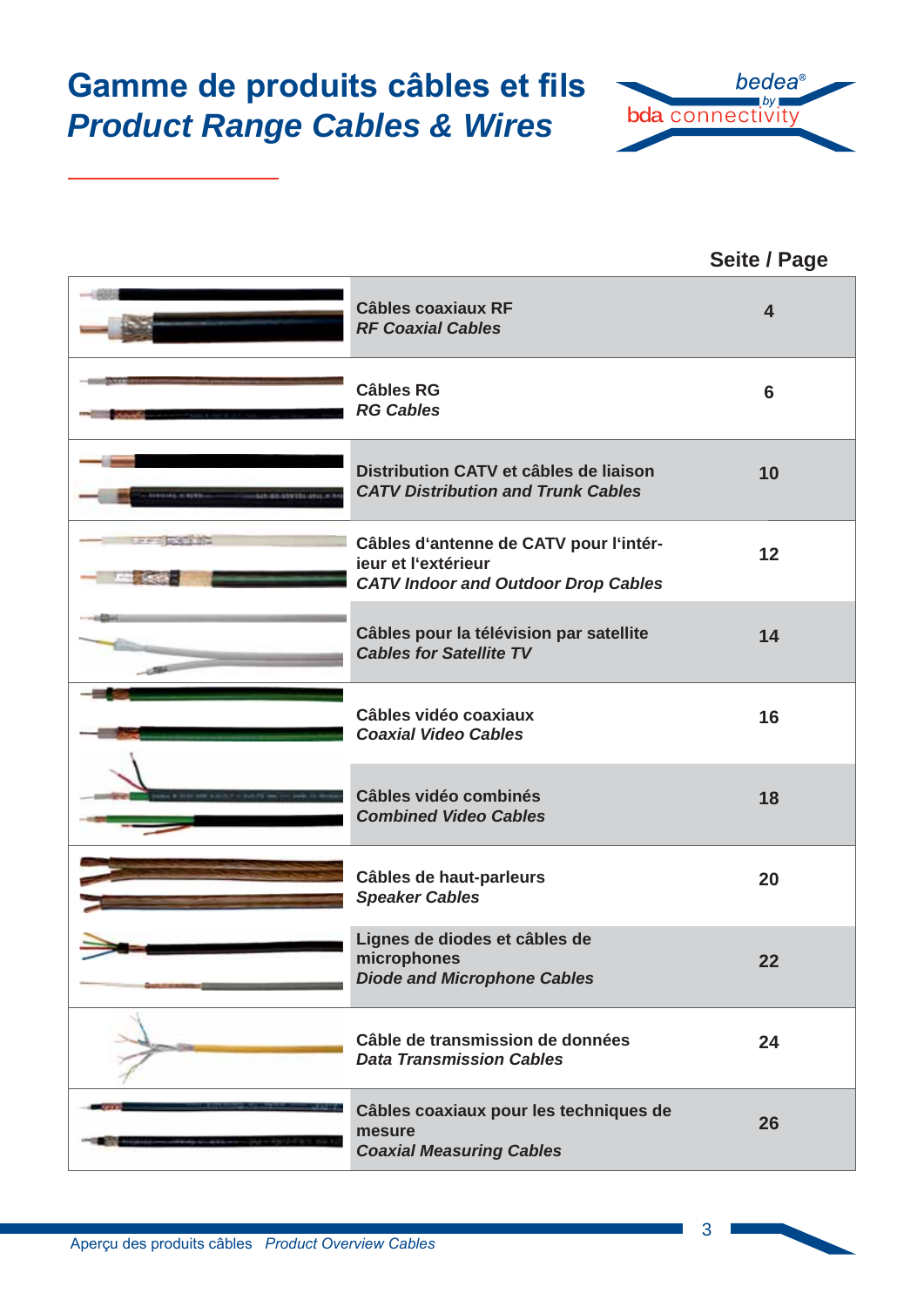# Gamme de produits câbles et fils
# *Product Range Cables & Wires*

| | Seite / Page |
|---|---|
| **Câbles coaxiaux RF** <br> ***RF Coaxial Cables*** | **4** |
| **Câbles RG** <br> ***RG Cables*** | **6** |
| **Distribution CATV et câbles de liaison** <br> ***CATV Distribution and Trunk Cables*** | **10** |
| **Câbles d'antenne de CATV pour l'intérieur et l'extérieur** <br> ***CATV Indoor and Outdoor Drop Cables*** | **12** |
| **Câbles pour la télévision par satellite** <br> ***Cables for Satellite TV*** | **14** |
| **Câbles vidéo coaxiaux** <br> ***Coaxial Video Cables*** | **16** |
| **Câbles vidéo combinés** <br> ***Combined Video Cables*** | **18** |
| **Câbles de haut-parleurs** <br> ***Speaker Cables*** | **20** |
| **Lignes de diodes et câbles de microphones** <br> ***Diode and Microphone Cables*** | **22** |
| **Câble de transmission de données** <br> ***Data Transmission Cables*** | **24** |
| **Câbles coaxiaux pour les techniques de mesure** <br> ***Coaxial Measuring Cables*** | **26** |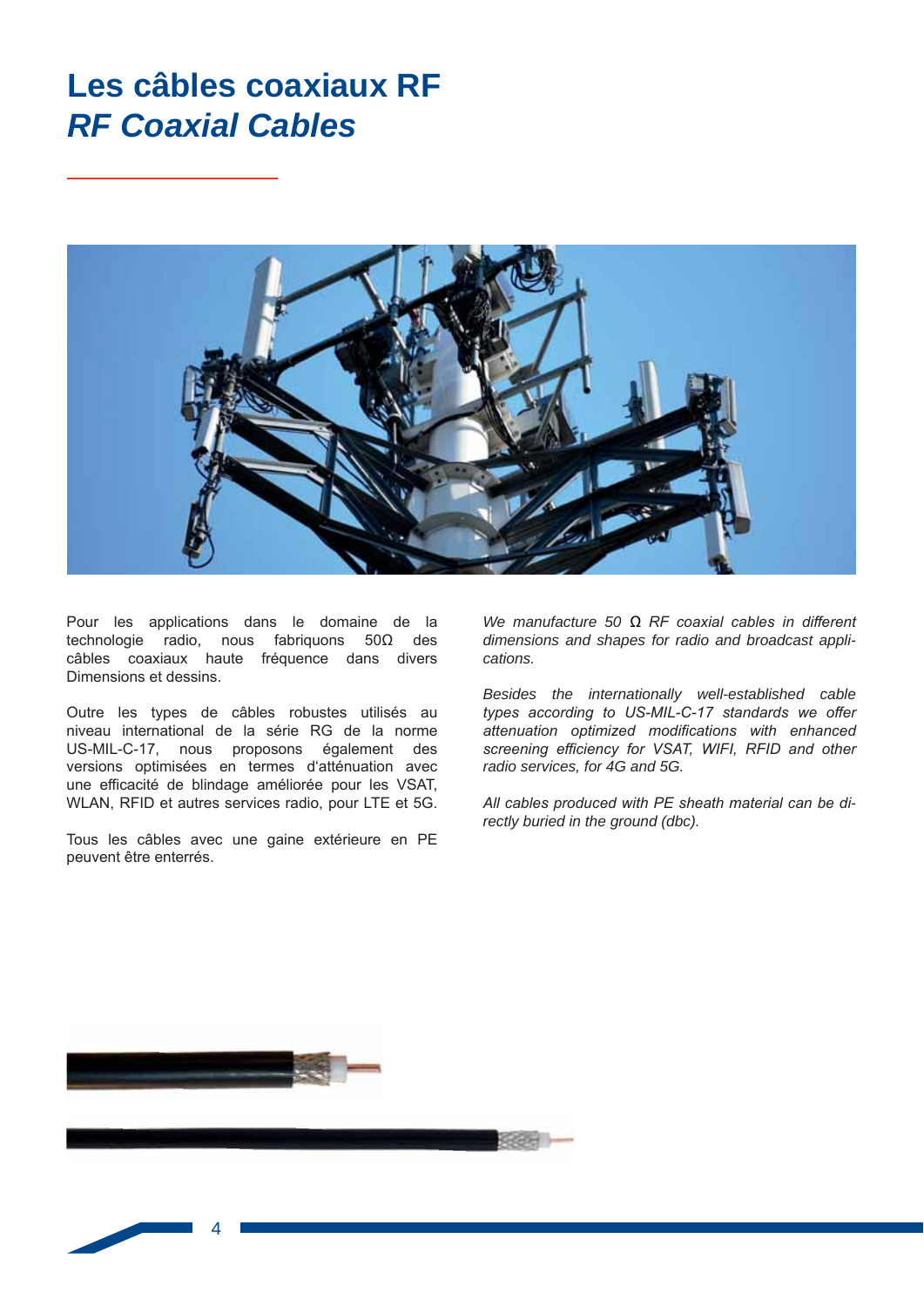# Les câbles coaxiaux RF

# *RF Coaxial Cables*

Pour les applications dans le domaine de la technologie radio, nous fabriquons 50Ω des câbles coaxiaux haute fréquence dans divers Dimensions et dessins.

Outre les types de câbles robustes utilisés au niveau international de la série RG de la norme US-MIL-C-17, nous proposons également des versions optimisées en termes d'atténuation avec une efficacité de blindage améliorée pour les VSAT, WLAN, RFID et autres services radio, pour LTE et 5G.

Tous les câbles avec une gaine extérieure en PE peuvent être enterrés.

*We manufacture 50 Ω RF coaxial cables in different dimensions and shapes for radio and broadcast applications.*

*Besides the internationally well-established cable types according to US-MIL-C-17 standards we offer attenuation optimized modifications with enhanced screening efficiency for VSAT, WIFI, RFID and other radio services, for 4G and 5G.*

*All cables produced with PE sheath material can be directly buried in the ground (dbc).*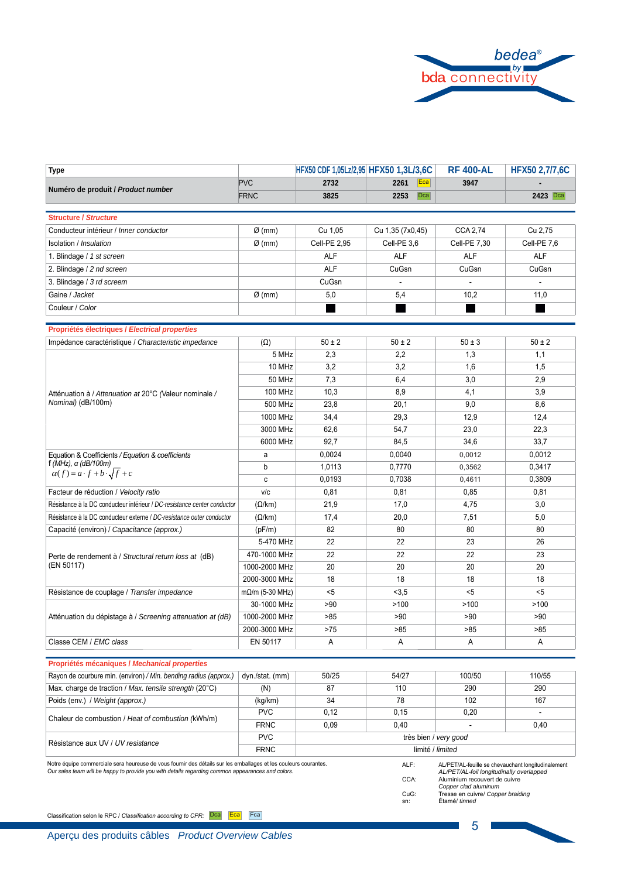| Type | | HFX50 CDF 1,05Lz/2,95 | HFX50 1,3L/3,6C | RF 400-AL | HFX50 2,7/7,6C |
|---|---|---|---|---|---|
| Numéro de produit / Product number | PVC | 2732 | 2261 Eca | 3947 | - |
| | FRNC | 3825 | 2253 Dca | | 2423 Dca |
| **Structure / Structure** | | | | | |
| Conducteur intérieur / *Inner conductor* | Ø (mm) | Cu 1,05 | Cu 1,35 (7x0,45) | CCA 2,74 | Cu 2,75 |
| Isolation / *Insulation* | Ø (mm) | Cell-PE 2,95 | Cell-PE 3,6 | Cell-PE 7,30 | Cell-PE 7,6 |
| 1. Blindage / *1 st screen* | | ALF | ALF | ALF | ALF |
| 2. Blindage / *2 nd screen* | | ALF | CuGsn | CuGsn | CuGsn |
| 3. Blindage / *3 rd screem* | | CuGsn | - | - | - |
| Gaine / *Jacket* | Ø (mm) | 5,0 | 5,4 | 10,2 | 11,0 |
| Couleur / *Color* | | ■ | ■ | ■ | ■ |
| **Propriétés électriques / Electrical properties** | | | | | |
| Impédance caractéristique / *Characteristic impedance* | (Ω) | 50 ± 2 | 50 ± 2 | 50 ± 3 | 50 ± 2 |
| Atténuation à / *Attenuation at* 20°C (Valeur nominale / *Nominal*) (dB/100m) | 5 MHz | 2,3 | 2,2 | 1,3 | 1,1 |
| | 10 MHz | 3,2 | 3,2 | 1,6 | 1,5 |
| | 50 MHz | 7,3 | 6,4 | 3,0 | 2,9 |
| | 100 MHz | 10,3 | 8,9 | 4,1 | 3,9 |
| | 500 MHz | 23,8 | 20,1 | 9,0 | 8,6 |
| | 1000 MHz | 34,4 | 29,3 | 12,9 | 12,4 |
| | 3000 MHz | 62,6 | 54,7 | 23,0 | 22,3 |
| | 6000 MHz | 92,7 | 84,5 | 34,6 | 33,7 |
| Equation & Coefficients / *Equation & coefficients* f (MHz), α (dB/100m) $\alpha(f) = a \cdot f + b \cdot \sqrt{f} + c$ | a | 0,0024 | 0,0040 | 0,0012 | 0,0012 |
| | b | 1,0113 | 0,7770 | 0,3562 | 0,3417 |
| | c | 0,0193 | 0,7038 | 0,4611 | 0,3809 |
| Facteur de réduction / *Velocity ratio* | v/c | 0,81 | 0,81 | 0,85 | 0,81 |
| Résistance à la DC conducteur intérieur / *DC-resistance center conductor* | (Ω/km) | 21,9 | 17,0 | 4,75 | 3,0 |
| Résistance à la DC conducteur externe / *DC-resistance outer conductor* | (Ω/km) | 17,4 | 20,0 | 7,51 | 5,0 |
| Capacité (environ) / *Capacitance (approx.)* | (pF/m) | 82 | 80 | 80 | 80 |
| Perte de rendement à / *Structural return loss at* (dB) (EN 50117) | 5-470 MHz | 22 | 22 | 23 | 26 |
| | 470-1000 MHz | 22 | 22 | 22 | 23 |
| | 1000-2000 MHz | 20 | 20 | 20 | 20 |
| | 2000-3000 MHz | 18 | 18 | 18 | 18 |
| Résistance de couplage / *Transfer impedance* | mΩ/m (5-30 MHz) | <5 | <3,5 | <5 | <5 |
| Atténuation du dépistage à / *Screening attenuation at* (dB) | 30-1000 MHz | >90 | >100 | >100 | >100 |
| | 1000-2000 MHz | >85 | >90 | >90 | >90 |
| | 2000-3000 MHz | >75 | >85 | >85 | >85 |
| Classe CEM / *EMC class* | EN 50117 | A | A | A | A |
| **Propriétés mécaniques / Mechanical properties** | | | | | |
| Rayon de courbure min. (environ) / *Min. bending radius (approx.)* | dyn./stat. (mm) | 50/25 | 54/27 | 100/50 | 110/55 |
| Max. charge de traction / *Max. tensile strength* (20°C) | (N) | 87 | 110 | 290 | 290 |
| Poids (env.) / *Weight (approx.)* | (kg/km) | 34 | 78 | 102 | 167 |
| Chaleur de combustion / *Heat of combustion* (kWh/m) | PVC | 0,12 | 0,15 | 0,20 | - |
| | FRNC | 0,09 | 0,40 | - | 0,40 |
| Résistance aux UV / *UV resistance* | PVC | très bien / *very good* | | | |
| | FRNC | limité / *limited* | | | |

Notre équipe commerciale sera heureuse de vous fournir des détails sur les emballages et les couleurs courantes.
*Our sales team will be happy to provide you with details regarding common appearances and colors.*

ALF: AL/PET/AL-feuille se chevauchant longitudinalement
*AL/PET/AL-foil longitudinally overlapped*
CCA: Aluminium recouvert de cuivre
*Copper clad aluminum*
CuG: Tresse en cuivre/ *Copper braiding*
sn: Étamé/ *tinned*

Classification selon le RPC / *Classification according to CPR:* Dca Eca Fca

Aperçu des produits câbles *Product Overview Cables*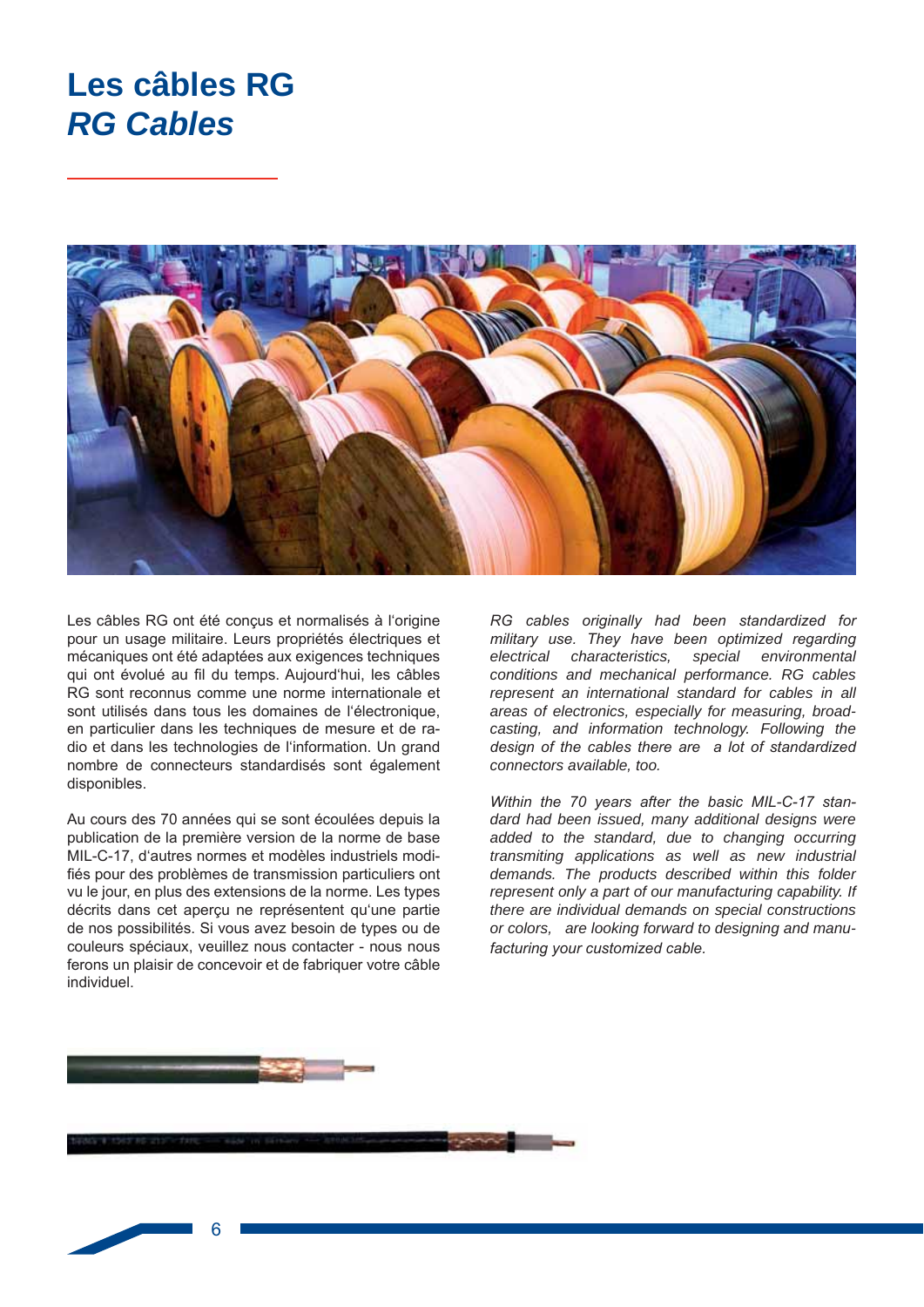# Les câbles RG
# *RG Cables*

Les câbles RG ont été conçus et normalisés à l'origine pour un usage militaire. Leurs propriétés électriques et mécaniques ont été adaptées aux exigences techniques qui ont évolué au fil du temps. Aujourd'hui, les câbles RG sont reconnus comme une norme internationale et sont utilisés dans tous les domaines de l'électronique, en particulier dans les techniques de mesure et de radio et dans les technologies de l'information. Un grand nombre de connecteurs standardisés sont également disponibles.

Au cours des 70 années qui se sont écoulées depuis la publication de la première version de la norme de base MIL-C-17, d'autres normes et modèles industriels modifiés pour des problèmes de transmission particuliers ont vu le jour, en plus des extensions de la norme. Les types décrits dans cet aperçu ne représentent qu'une partie de nos possibilités. Si vous avez besoin de types ou de couleurs spéciaux, veuillez nous contacter - nous nous ferons un plaisir de concevoir et de fabriquer votre câble individuel.

*RG cables originally had been standardized for military use. They have been optimized regarding electrical characteristics, special environmental conditions and mechanical performance. RG cables represent an international standard for cables in all areas of electronics, especially for measuring, broadcasting, and information technology. Following the design of the cables there are a lot of standardized connectors available, too.*

*Within the 70 years after the basic MIL-C-17 standard had been issued, many additional designs were added to the standard, due to changing occurring transmiting applications as well as new industrial demands. The products described within this folder represent only a part of our manufacturing capability. If there are individual demands on special constructions or colors, are looking forward to designing and manufacturing your customized cable.*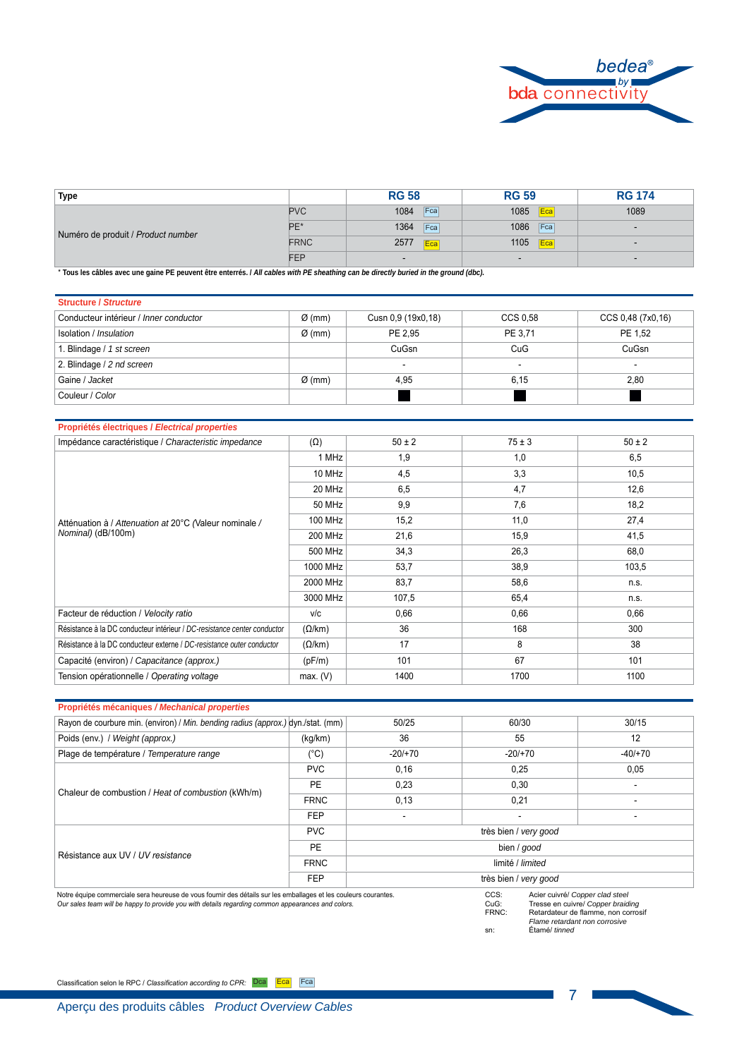| Type | | RG 58 | RG 59 | RG 174 |
|---|---|---|---|---|
| Numéro de produit / *Product number* | PVC | 1084 Fca | 1085 Eca | 1089 |
| | PE* | 1364 Fca | 1086 Fca | - |
| | FRNC | 2577 Eca | 1105 Eca | - |
| | FEP | - | - | - |

* **Tous les câbles avec une gaine PE peuvent être enterrés. / *All cables with PE sheathing can be directly buried in the ground (dbc).***

## Structure / *Structure*

| | | RG 58 | RG 59 | RG 174 |
|---|---|---|---|---|
| Conducteur intérieur / *Inner conductor* | Ø (mm) | Cusn 0,9 (19x0,18) | CCS 0,58 | CCS 0,48 (7x0,16) |
| Isolation / *Insulation* | Ø (mm) | PE 2,95 | PE 3,71 | PE 1,52 |
| 1. Blindage / *1 st screen* | | CuGsn | CuG | CuGsn |
| 2. Blindage / *2 nd screen* | | - | - | - |
| Gaine / *Jacket* | Ø (mm) | 4,95 | 6,15 | 2,80 |
| Couleur / *Color* | | ■ | ■ | ■ |

## Propriétés électriques / *Electrical properties*

| | | RG 58 | RG 59 | RG 174 |
|---|---|---|---|---|
| Impédance caractéristique / *Characteristic impedance* | (Ω) | 50 ± 2 | 75 ± 3 | 50 ± 2 |
| Atténuation à / *Attenuation at* 20°C (Valeur nominale / *Nominal*) (dB/100m) | 1 MHz | 1,9 | 1,0 | 6,5 |
| | 10 MHz | 4,5 | 3,3 | 10,5 |
| | 20 MHz | 6,5 | 4,7 | 12,6 |
| | 50 MHz | 9,9 | 7,6 | 18,2 |
| | 100 MHz | 15,2 | 11,0 | 27,4 |
| | 200 MHz | 21,6 | 15,9 | 41,5 |
| | 500 MHz | 34,3 | 26,3 | 68,0 |
| | 1000 MHz | 53,7 | 38,9 | 103,5 |
| | 2000 MHz | 83,7 | 58,6 | n.s. |
| | 3000 MHz | 107,5 | 65,4 | n.s. |
| Facteur de réduction / *Velocity ratio* | v/c | 0,66 | 0,66 | 0,66 |
| Résistance à la DC conducteur intérieur / *DC-resistance center conductor* | (Ω/km) | 36 | 168 | 300 |
| Résistance à la DC conducteur externe / *DC-resistance outer conductor* | (Ω/km) | 17 | 8 | 38 |
| Capacité (environ) / *Capacitance (approx.)* | (pF/m) | 101 | 67 | 101 |
| Tension opérationnelle / *Operating voltage* | max. (V) | 1400 | 1700 | 1100 |

## Propriétés mécaniques / *Mechanical properties*

| | | RG 58 | RG 59 | RG 174 |
|---|---|---|---|---|
| Rayon de courbure min. (environ) / *Min. bending radius (approx.)* | dyn./stat. (mm) | 50/25 | 60/30 | 30/15 |
| Poids (env.) / *Weight (approx.)* | (kg/km) | 36 | 55 | 12 |
| Plage de température / *Temperature range* | (°C) | -20/+70 | -20/+70 | -40/+70 |
| Chaleur de combustion / *Heat of combustion* (kWh/m) | PVC | 0,16 | 0,25 | 0,05 |
| | PE | 0,23 | 0,30 | - |
| | FRNC | 0,13 | 0,21 | - |
| | FEP | - | - | - |
| Résistance aux UV / *UV resistance* | PVC | très bien / *very good* | | |
| | PE | bien / *good* | | |
| | FRNC | limité / *limited* | | |
| | FEP | très bien / *very good* | | |

Notre équipe commerciale sera heureuse de vous fournir des détails sur les emballages et les couleurs courantes.
*Our sales team will be happy to provide you with details regarding common appearances and colors.*

CCS: Acier cuivré/ *Copper clad steel*
CuG: Tresse en cuivre/ *Copper braiding*
FRNC: Retardateur de flamme, non corrosif / *Flame retardant non corrosive*
sn: Étamé/ *tinned*

Classification selon le RPC / *Classification according to CPR:* Dca Eca Fca

Aperçu des produits câbles *Product Overview Cables*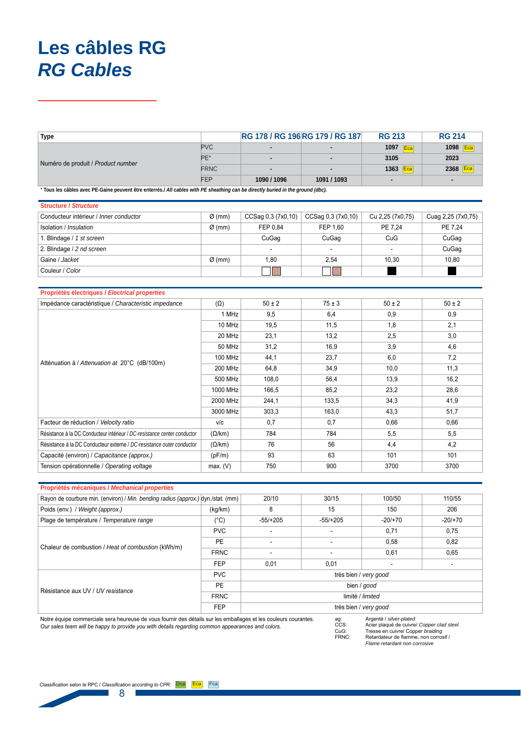# Les câbles RG

# *RG Cables*

| Type | | RG 178 / RG 196 | RG 179 / RG 187 | RG 213 | RG 214 |
|---|---|---|---|---|---|
| Numéro de produit / *Product number* | PVC | - | - | 1097 Eca | 1098 Eca |
| | PE* | - | - | 3105 | 2023 |
| | FRNC | - | - | 1363 Eca | 2368 Eca |
| | FEP | 1090 / 1096 | 1091 / 1093 | - | - |

\* Tous les câbles avec PE-Gaine peuvent être enterrés./ *All cables with PE sheathing can be directly buried in the ground (dbc).*

| **Structure / *Structure*** | | | | | |
|---|---|---|---|---|---|
| Conducteur intérieur / *Inner conductor* | Ø (mm) | CCSag 0,3 (7x0,10) | CCSag 0,3 (7x0,10) | Cu 2,25 (7x0,75) | Cuag 2,25 (7x0,75) |
| Isolation / *Insulation* | Ø (mm) | FEP 0,84 | FEP 1,60 | PE 7,24 | PE 7,24 |
| 1. Blindage / *1 st screen* | | CuGag | CuGag | CuG | CuGag |
| 2. Blindage / *2 nd screen* | | - | - | - | CuGag |
| Gaine / *Jacket* | Ø (mm) | 1,80 | 2,54 | 10,30 | 10,80 |
| Couleur / *Color* | | | | | |

| **Propriétés électriques / *Electrical properties*** | | | | | |
|---|---|---|---|---|---|
| Impédance caractéristique / *Characteristic impedance* | (Ω) | 50 ± 2 | 75 ± 3 | 50 ± 2 | 50 ± 2 |
| Atténuation à / *Attenuation at* 20°C (dB/100m) | 1 MHz | 9,5 | 6,4 | 0,9 | 0,9 |
| | 10 MHz | 19,5 | 11,5 | 1,8 | 2,1 |
| | 20 MHz | 23,1 | 13,2 | 2,5 | 3,0 |
| | 50 MHz | 31,2 | 16,9 | 3,9 | 4,6 |
| | 100 MHz | 44,1 | 23,7 | 6,0 | 7,2 |
| | 200 MHz | 64,8 | 34,9 | 10,0 | 11,3 |
| | 500 MHz | 108,0 | 56,4 | 13,9 | 16,2 |
| | 1000 MHz | 166,5 | 85,2 | 23,2 | 28,6 |
| | 2000 MHz | 244,1 | 133,5 | 34,3 | 41,9 |
| | 3000 MHz | 303,3 | 163,0 | 43,3 | 51,7 |
| Facteur de réduction / *Velocity ratio* | v/c | 0,7 | 0,7 | 0,66 | 0,66 |
| Résistance à la DC Conducteur intérieur / *DC-resistance center conductor* | (Ω/km) | 784 | 784 | 5,5 | 5,5 |
| Résistance à la DC Conducteur externe / *DC-resistance outer conductor* | (Ω/km) | 76 | 56 | 4,4 | 4,2 |
| Capacité (environ) / *Capacitance (approx.)* | (pF/m) | 93 | 63 | 101 | 101 |
| Tension opérationnelle / *Operating voltage* | max. (V) | 750 | 900 | 3700 | 3700 |

| **Propriétés mécaniques / *Mechanical properties*** | | | | | |
|---|---|---|---|---|---|
| Rayon de courbure min. (environ) / *Min. bending radius (approx.)* | dyn./stat. (mm) | 20/10 | 30/15 | 100/50 | 110/55 |
| Poids (env.) / *Weight (approx.)* | (kg/km) | 8 | 15 | 150 | 206 |
| Plage de température / *Temperature range* | (°C) | -55/+205 | -55/+205 | -20/+70 | -20/+70 |
| Chaleur de combustion / *Heat of combustion* (kWh/m) | PVC | - | - | 0,71 | 0,75 |
| | PE | - | - | 0,58 | 0,82 |
| | FRNC | - | - | 0,61 | 0,65 |
| | FEP | 0,01 | 0,01 | - | - |
| Résistance aux UV / *UV resistance* | PVC | très bien / *very good* | | | |
| | PE | bien / *good* | | | |
| | FRNC | limité / *limited* | | | |
| | FEP | très bien / *very good* | | | |

Notre équipe commerciale sera heureuse de vous fournir des détails sur les emballages et les couleurs courantes.
*Our sales team will be happy to provide you with details regarding common appearances and colors.*

- ag: Argenté / *silver-plated*
- CCS: Acier plaqué de cuivre/ *Copper clad steel*
- CuG: Tresse en cuivre/ Copper braiding
- FRNC: Retardateur de flamme, non corrosif / *Flame retardant non corrosive*

Classification selon le RPC / *Classification according to CPR:* Dca Eca Fca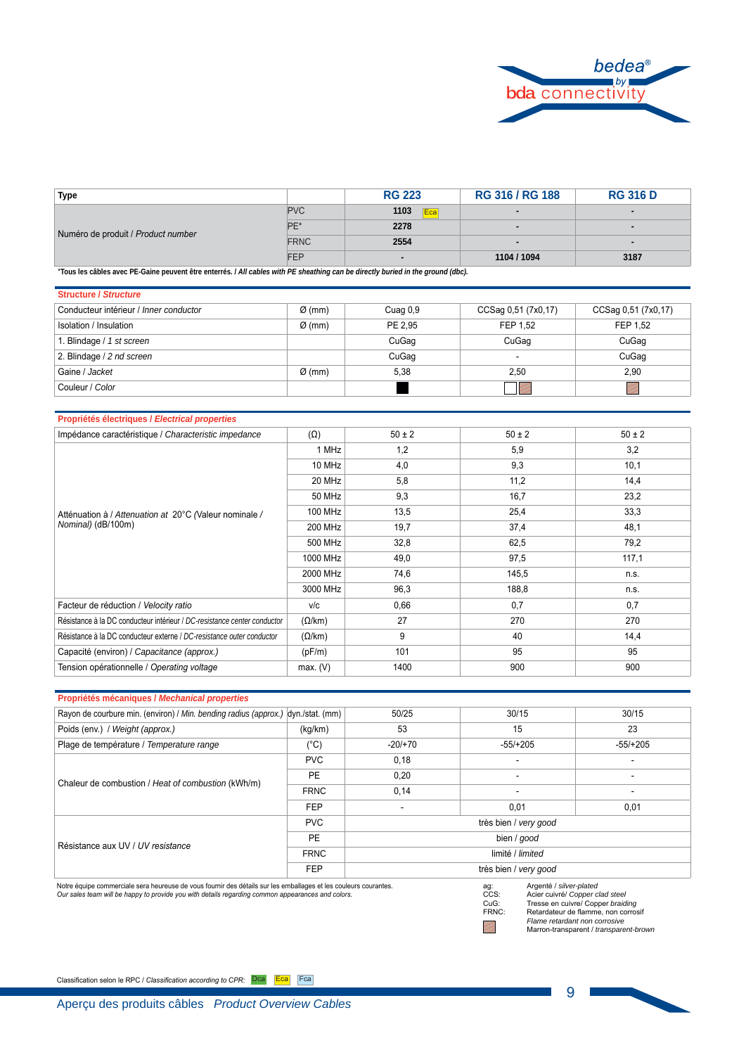| Type | | RG 223 | RG 316 / RG 188 | RG 316 D |
|---|---|---|---|---|
| Numéro de produit / *Product number* | PVC | **1103** Eca | **-** | **-** |
| | PE* | **2278** | **-** | **-** |
| | FRNC | **2554** | **-** | **-** |
| | FEP | **-** | **1104 / 1094** | **3187** |

*Tous les câbles avec PE-Gaine peuvent être enterrés. / *All cables with PE sheathing can be directly buried in the ground (dbc).*

## Structure / *Structure*

| | | | | |
|---|---|---|---|---|
| Conducteur intérieur / *Inner conductor* | Ø (mm) | Cuag 0,9 | CCSag 0,51 (7x0,17) | CCSag 0,51 (7x0,17) |
| Isolation / Insulation | Ø (mm) | PE 2,95 | FEP 1,52 | FEP 1,52 |
| 1. Blindage / *1 st screen* | | CuGag | CuGag | CuGag |
| 2. Blindage / *2 nd screen* | | CuGag | - | CuGag |
| Gaine / *Jacket* | Ø (mm) | 5,38 | 2,50 | 2,90 |
| Couleur / *Color* | | ■ | □ ▨ | ▨ |

## Propriétés électriques / *Electrical properties*

| | | | | |
|---|---|---|---|---|
| Impédance caractéristique / *Characteristic impedance* | (Ω) | 50 ± 2 | 50 ± 2 | 50 ± 2 |
| Atténuation à / *Attenuation at* 20°C (Valeur nominale / *Nominal)* (dB/100m) | 1 MHz | 1,2 | 5,9 | 3,2 |
| | 10 MHz | 4,0 | 9,3 | 10,1 |
| | 20 MHz | 5,8 | 11,2 | 14,4 |
| | 50 MHz | 9,3 | 16,7 | 23,2 |
| | 100 MHz | 13,5 | 25,4 | 33,3 |
| | 200 MHz | 19,7 | 37,4 | 48,1 |
| | 500 MHz | 32,8 | 62,5 | 79,2 |
| | 1000 MHz | 49,0 | 97,5 | 117,1 |
| | 2000 MHz | 74,6 | 145,5 | n.s. |
| | 3000 MHz | 96,3 | 188,8 | n.s. |
| Facteur de réduction / *Velocity ratio* | v/c | 0,66 | 0,7 | 0,7 |
| Résistance à la DC conducteur intérieur / *DC-resistance center conductor* | (Ω/km) | 27 | 270 | 270 |
| Résistance à la DC conducteur externe / *DC-resistance outer conductor* | (Ω/km) | 9 | 40 | 14,4 |
| Capacité (environ) / *Capacitance (approx.)* | (pF/m) | 101 | 95 | 95 |
| Tension opérationnelle / *Operating voltage* | max. (V) | 1400 | 900 | 900 |

## Propriétés mécaniques / *Mechanical properties*

| | | | | |
|---|---|---|---|---|
| Rayon de courbure min. (environ) / *Min. bending radius (approx.)* | dyn./stat. (mm) | 50/25 | 30/15 | 30/15 |
| Poids (env.) / *Weight (approx.)* | (kg/km) | 53 | 15 | 23 |
| Plage de température / *Temperature range* | (°C) | -20/+70 | -55/+205 | -55/+205 |
| Chaleur de combustion / *Heat of combustion* (kWh/m) | PVC | 0,18 | - | - |
| | PE | 0,20 | - | - |
| | FRNC | 0,14 | - | - |
| | FEP | - | 0,01 | 0,01 |
| Résistance aux UV / *UV resistance* | PVC | très bien / *very good* | | |
| | PE | bien / *good* | | |
| | FRNC | limité / *limited* | | |
| | FEP | très bien / *very good* | | |

Notre équipe commerciale sera heureuse de vous fournir des détails sur les emballages et les couleurs courantes.
*Our sales team will be happy to provide you with details regarding common appearances and colors.*

- ag: Argenté / *silver-plated*
- CCS: Acier cuivré/ *Copper clad steel*
- CuG: Tresse en cuivre/ Copper braiding
- FRNC: Retardateur de flamme, non corrosif *Flame retardant non corrosive*
- ▨ Marron-transparent / *transparent-brown*

Classification selon le RPC / *Classification according to CPR:* Dca Eca Fca

Aperçu des produits câbles *Product Overview Cables*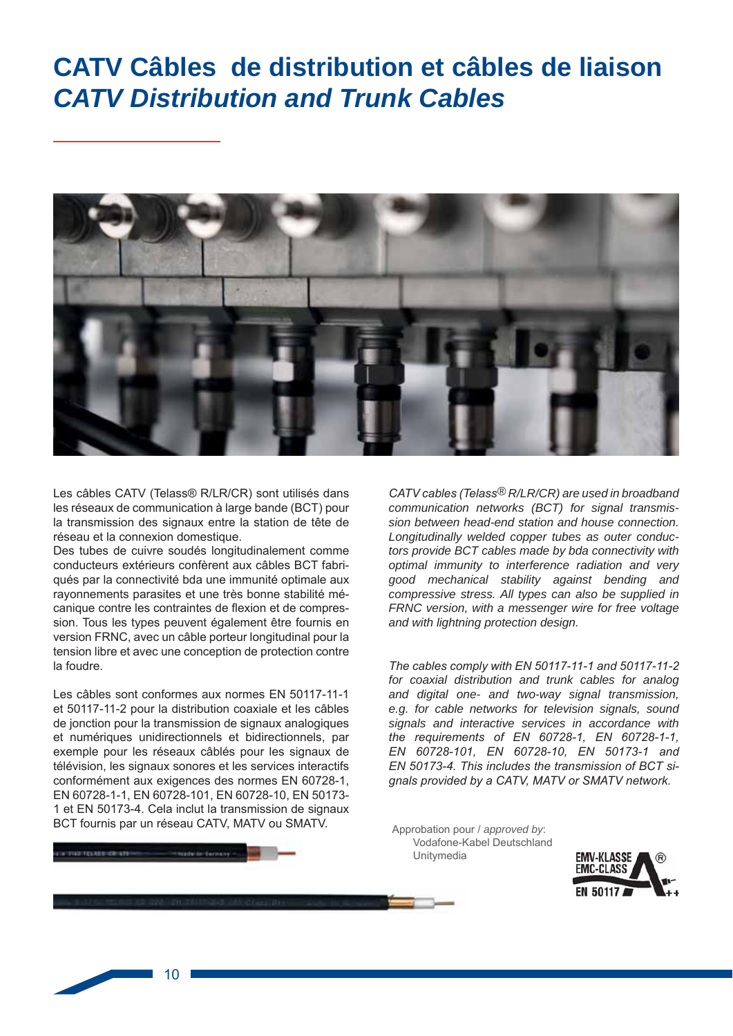# CATV Câbles de distribution et câbles de liaison

# *CATV Distribution and Trunk Cables*

Les câbles CATV (Telass® R/LR/CR) sont utilisés dans les réseaux de communication à large bande (BCT) pour la transmission des signaux entre la station de tête de réseau et la connexion domestique.
Des tubes de cuivre soudés longitudinalement comme conducteurs extérieurs confèrent aux câbles BCT fabriqués par la connectivité bda une immunité optimale aux rayonnements parasites et une très bonne stabilité mécanique contre les contraintes de flexion et de compression. Tous les types peuvent également être fournis en version FRNC, avec un câble porteur longitudinal pour la tension libre et avec une conception de protection contre la foudre.

Les câbles sont conformes aux normes EN 50117-11-1 et 50117-11-2 pour la distribution coaxiale et les câbles de jonction pour la transmission de signaux analogiques et numériques unidirectionnels et bidirectionnels, par exemple pour les réseaux câblés pour les signaux de télévision, les signaux sonores et les services interactifs conformément aux exigences des normes EN 60728-1, EN 60728-1-1, EN 60728-101, EN 60728-10, EN 50173-1 et EN 50173-4. Cela inclut la transmission de signaux BCT fournis par un réseau CATV, MATV ou SMATV.

*CATV cables (Telass® R/LR/CR) are used in broadband communication networks (BCT) for signal transmission between head-end station and house connection. Longitudinally welded copper tubes as outer conductors provide BCT cables made by bda connectivity with optimal immunity to interference radiation and very good mechanical stability against bending and compressive stress. All types can also be supplied in FRNC version, with a messenger wire for free voltage and with lightning protection design.*

*The cables comply with EN 50117-11-1 and 50117-11-2 for coaxial distribution and trunk cables for analog and digital one- and two-way signal transmission, e.g. for cable networks for television signals, sound signals and interactive services in accordance with the requirements of EN 60728-1, EN 60728-1-1, EN 60728-101, EN 60728-10, EN 50173-1 and EN 50173-4. This includes the transmission of BCT signals provided by a CATV, MATV or SMATV network.*

Approbation pour / *approved by*:
Vodafone-Kabel Deutschland
Unitymedia

EMV-KLASSE ®
EMC-CLASS
EN 50117 A++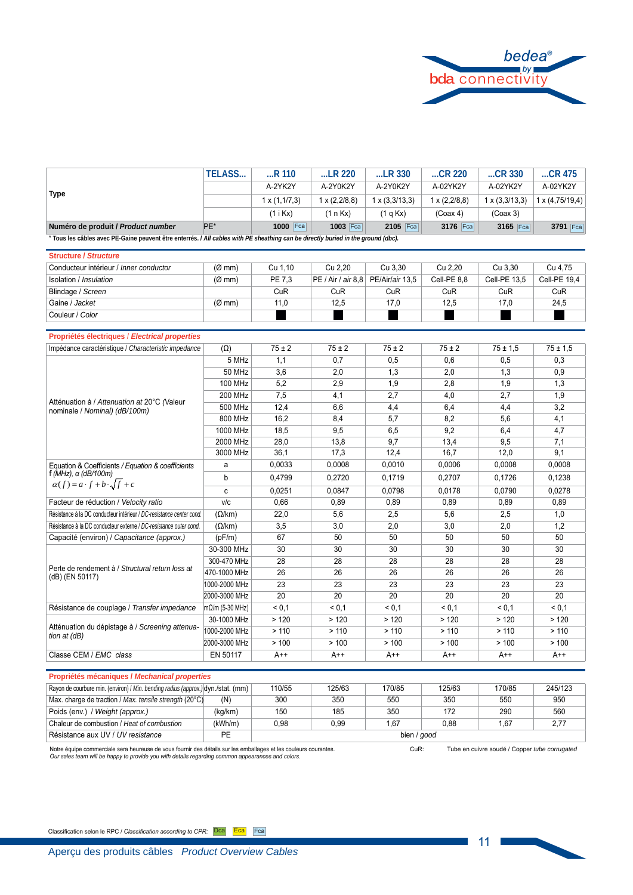| Type | TELASS... | ...R 110 | ...LR 220 | ...LR 330 | ...CR 220 | ...CR 330 | ...CR 475 |
|---|---|---|---|---|---|---|---|
| | | A-2YK2Y | A-2Y0K2Y | A-2Y0K2Y | A-02YK2Y | A-02YK2Y | A-02YK2Y |
| | | 1 x (1,1/7,3) | 1 x (2,2/8,8) | 1 x (3,3/13,3) | 1 x (2,2/8,8) | 1 x (3,3/13,3) | 1 x (4,75/19,4) |
| | | (1 i Kx) | (1 n Kx) | (1 q Kx) | (Coax 4) | (Coax 3) | |
| **Numéro de produit / *Product number*** | PE* | **1000** Fca | **1003** Fca | **2105** Fca | **3176** Fca | **3165** Fca | **3791** Fca |

\* Tous les câbles avec PE-Gaine peuvent être enterrés. / *All cables with PE sheathing can be directly buried in the ground (dbc).*

## Structure / *Structure*

| | | | | | | | |
|---|---|---|---|---|---|---|---|
| Conducteur intérieur / *Inner conductor* | (Ø mm) | Cu 1,10 | Cu 2,20 | Cu 3,30 | Cu 2,20 | Cu 3,30 | Cu 4,75 |
| Isolation / *Insulation* | (Ø mm) | PE 7,3 | PE / Air / *air* 8,8 | PE/Air/*air* 13,5 | Cell-PE 8,8 | Cell-PE 13,5 | Cell-PE 19,4 |
| Blindage / *Screen* | | CuR | CuR | CuR | CuR | CuR | CuR |
| Gaine / *Jacket* | (Ø mm) | 11,0 | 12,5 | 17,0 | 12,5 | 17,0 | 24,5 |
| Couleur / *Color* | | ■ | ■ | ■ | ■ | ■ | ■ |

## Propriétés électriques / *Electrical properties*

| | | | | | | | |
|---|---|---|---|---|---|---|---|
| Impédance caractéristique / *Characteristic impedance* | (Ω) | 75 ± 2 | 75 ± 2 | 75 ± 2 | 75 ± 2 | 75 ± 1,5 | 75 ± 1,5 |
| Atténuation à / *Attenuation at* 20°C (Valeur nominale / *Nominal*) (dB/100m) | 5 MHz | 1,1 | 0,7 | 0,5 | 0,6 | 0,5 | 0,3 |
| | 50 MHz | 3,6 | 2,0 | 1,3 | 2,0 | 1,3 | 0,9 |
| | 100 MHz | 5,2 | 2,9 | 1,9 | 2,8 | 1,9 | 1,3 |
| | 200 MHz | 7,5 | 4,1 | 2,7 | 4,0 | 2,7 | 1,9 |
| | 500 MHz | 12,4 | 6,6 | 4,4 | 6,4 | 4,4 | 3,2 |
| | 800 MHz | 16,2 | 8,4 | 5,7 | 8,2 | 5,6 | 4,1 |
| | 1000 MHz | 18,5 | 9,5 | 6,5 | 9,2 | 6,4 | 4,7 |
| | 2000 MHz | 28,0 | 13,8 | 9,7 | 13,4 | 9,5 | 7,1 |
| | 3000 MHz | 36,1 | 17,3 | 12,4 | 16,7 | 12,0 | 9,1 |
| Equation & Coefficients / *Equation & coefficients* f (MHz), α (dB/100m) $\alpha(f) = a \cdot f + b \cdot \sqrt{f} + c$ | a | 0,0033 | 0,0008 | 0,0010 | 0,0006 | 0,0008 | 0,0008 |
| | b | 0,4799 | 0,2720 | 0,1719 | 0,2707 | 0,1726 | 0,1238 |
| | c | 0,0251 | 0,0847 | 0,0798 | 0,0178 | 0,0790 | 0,0278 |
| Facteur de réduction / *Velocity ratio* | v/c | 0,66 | 0,89 | 0,89 | 0,89 | 0,89 | 0,89 |
| Résistance à la DC conducteur intérieur / *DC-resistance center cond.* | (Ω/km) | 22,0 | 5,6 | 2,5 | 5,6 | 2,5 | 1,0 |
| Résistance à la DC conducteur externe / *DC-resistance outer cond.* | (Ω/km) | 3,5 | 3,0 | 2,0 | 3,0 | 2,0 | 1,2 |
| Capacité (environ) / *Capacitance (approx.)* | (pF/m) | 67 | 50 | 50 | 50 | 50 | 50 |
| Perte de rendement à / *Structural return loss at* (dB) (EN 50117) | 30-300 MHz | 30 | 30 | 30 | 30 | 30 | 30 |
| | 300-470 MHz | 28 | 28 | 28 | 28 | 28 | 28 |
| | 470-1000 MHz | 26 | 26 | 26 | 26 | 26 | 26 |
| | 1000-2000 MHz | 23 | 23 | 23 | 23 | 23 | 23 |
| | 2000-3000 MHz | 20 | 20 | 20 | 20 | 20 | 20 |
| Résistance de couplage / *Transfer impedance* | mΩ/m (5-30 MHz) | < 0,1 | < 0,1 | < 0,1 | < 0,1 | < 0,1 | < 0,1 |
| Atténuation du dépistage à / *Screening attenuation at* (dB) | 30-1000 MHz | > 120 | > 120 | > 120 | > 120 | > 120 | > 120 |
| | 1000-2000 MHz | > 110 | > 110 | > 110 | > 110 | > 110 | > 110 |
| | 2000-3000 MHz | > 100 | > 100 | > 100 | > 100 | > 100 | > 100 |
| Classe CEM / *EMC class* | EN 50117 | A++ | A++ | A++ | A++ | A++ | A++ |

## Propriétés mécaniques / *Mechanical properties*

| | | | | | | | |
|---|---|---|---|---|---|---|---|
| Rayon de courbure min. (environ) / *Min. bending radius (approx.)* | dyn./stat. (mm) | 110/55 | 125/63 | 170/85 | 125/63 | 170/85 | 245/123 |
| Max. charge de traction / *Max. tensile strength* (20°C) | (N) | 300 | 350 | 550 | 350 | 550 | 950 |
| Poids (env.) / *Weight (approx.)* | (kg/km) | 150 | 185 | 350 | 172 | 290 | 560 |
| Chaleur de combustion / *Heat of combustion* | (kWh/m) | 0,98 | 0,99 | 1,67 | 0,88 | 1,67 | 2,77 |
| Résistance aux UV / *UV resistance* | PE | bien / *good* | | | | | |

Notre équipe commerciale sera heureuse de vous fournir des détails sur les emballages et les couleurs courantes.
*Our sales team will be happy to provide you with details regarding common appearances and colors.*

CuR: Tube en cuivre soudé / Copper *tube corrugated*

Classification selon le RPC / *Classification according to CPR:* Dca Eca Fca

Aperçu des produits câbles *Product Overview Cables*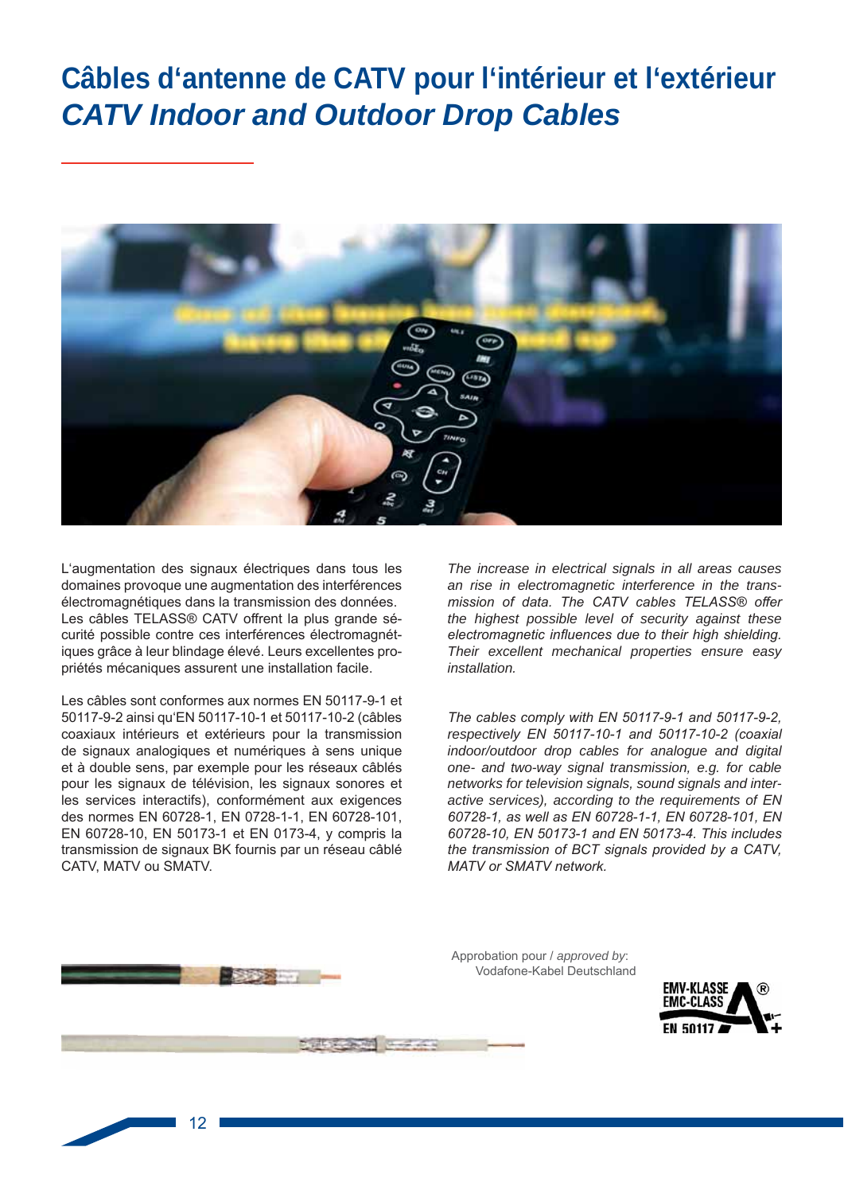# Câbles d'antenne de CATV pour l'intérieur et l'extérieur

## *CATV Indoor and Outdoor Drop Cables*

L'augmentation des signaux électriques dans tous les domaines provoque une augmentation des interférences électromagnétiques dans la transmission des données. Les câbles TELASS® CATV offrent la plus grande sécurité possible contre ces interférences électromagnétiques grâce à leur blindage élevé. Leurs excellentes propriétés mécaniques assurent une installation facile.

Les câbles sont conformes aux normes EN 50117-9-1 et 50117-9-2 ainsi qu'EN 50117-10-1 et 50117-10-2 (câbles coaxiaux intérieurs et extérieurs pour la transmission de signaux analogiques et numériques à sens unique et à double sens, par exemple pour les réseaux câblés pour les signaux de télévision, les signaux sonores et les services interactifs), conformément aux exigences des normes EN 60728-1, EN 0728-1-1, EN 60728-101, EN 60728-10, EN 50173-1 et EN 0173-4, y compris la transmission de signaux BK fournis par un réseau câblé CATV, MATV ou SMATV.

*The increase in electrical signals in all areas causes an rise in electromagnetic interference in the transmission of data. The CATV cables TELASS® offer the highest possible level of security against these electromagnetic influences due to their high shielding. Their excellent mechanical properties ensure easy installation.*

*The cables comply with EN 50117-9-1 and 50117-9-2, respectively EN 50117-10-1 and 50117-10-2 (coaxial indoor/outdoor drop cables for analogue and digital one- and two-way signal transmission, e.g. for cable networks for television signals, sound signals and interactive services), according to the requirements of EN 60728-1, as well as EN 60728-1-1, EN 60728-101, EN 60728-10, EN 50173-1 and EN 50173-4. This includes the transmission of BCT signals provided by a CATV, MATV or SMATV network.*

Approbation pour / *approved by*:
Vodafone-Kabel Deutschland

EMV-KLASSE
EMC-CLASS
EN 50117 A+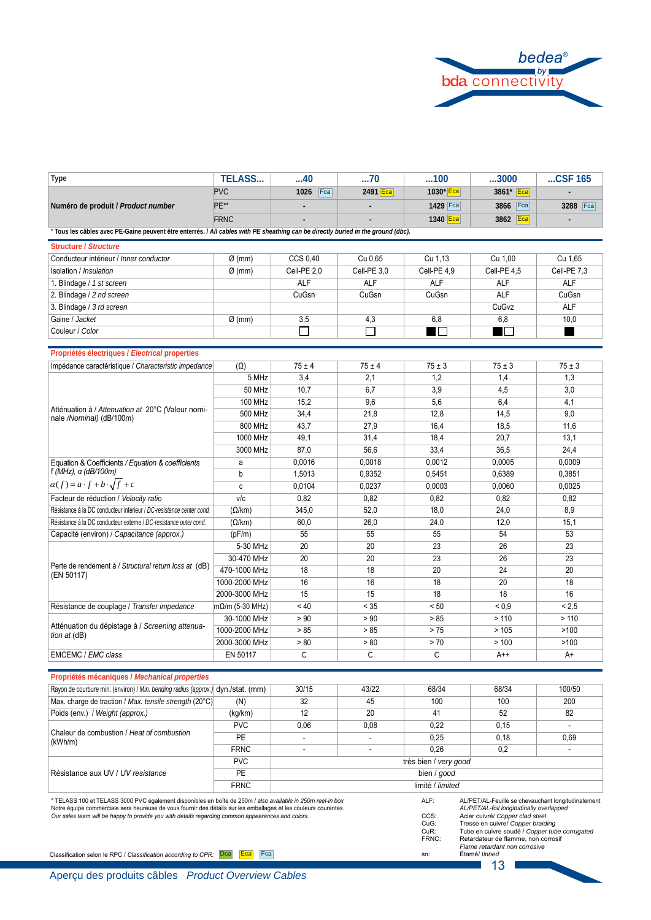| Type | TELASS... | ...40 | ...70 | ...100 | ...3000 | ...CSF 165 |
|---|---|---|---|---|---|---|
| Numéro de produit / *Product number* | PVC | 1026 Fca | 2491 Eca | 1030* Eca | 3861* Eca | - |
| | PE** | - | - | 1429 Fca | 3866 Fca | 3288 Fca |
| | FRNC | - | - | 1340 Eca | 3862 Eca | - |

* Tous les câbles avec PE-Gaine peuvent être enterrés. / *All cables with PE sheathing can be directly buried in the ground (dbc).*

## Structure / *Structure*

| | | | | | | |
|---|---|---|---|---|---|---|
| Conducteur intérieur / *Inner conductor* | Ø (mm) | CCS 0,40 | Cu 0,65 | Cu 1,13 | Cu 1,00 | Cu 1,65 |
| Isolation / *Insulation* | Ø (mm) | Cell-PE 2,0 | Cell-PE 3,0 | Cell-PE 4,9 | Cell-PE 4,5 | Cell-PE 7,3 |
| 1. Blindage / *1 st screen* | | ALF | ALF | ALF | ALF | ALF |
| 2. Blindage / *2 nd screen* | | CuGsn | CuGsn | CuGsn | ALF | CuGsn |
| 3. Blindage / *3 rd screen* | | | | | CuGvz | ALF |
| Gaine / *Jacket* | Ø (mm) | 3,5 | 4,3 | 6,8 | 6,8 | 10,0 |
| Couleur / *Color* | | ☐ | ☐ | ■☐ | ■☐ | ■ |

## Propriétés électriques / *Electrical* properties

| | | | | | | |
|---|---|---|---|---|---|---|
| Impédance caractéristique / *Characteristic impedance* | (Ω) | 75 ± 4 | 75 ± 4 | 75 ± 3 | 75 ± 3 | 75 ± 3 |
| Atténuation à / *Attenuation at* 20°C (Valeur nominale /*Nominal)* (dB/100m) | 5 MHz | 3,4 | 2,1 | 1,2 | 1,4 | 1,3 |
| | 50 MHz | 10,7 | 6,7 | 3,9 | 4,5 | 3,0 |
| | 100 MHz | 15,2 | 9,6 | 5,6 | 6,4 | 4,1 |
| | 500 MHz | 34,4 | 21,8 | 12,8 | 14,5 | 9,0 |
| | 800 MHz | 43,7 | 27,9 | 16,4 | 18,5 | 11,6 |
| | 1000 MHz | 49,1 | 31,4 | 18,4 | 20,7 | 13,1 |
| | 3000 MHz | 87,0 | 56,6 | 33,4 | 36,5 | 24,4 |
| Equation & Coefficients / *Equation & coefficients* f *(MHz)*, α *(dB/100m)* $\alpha(f) = a \cdot f + b \cdot \sqrt{f} + c$ | a | 0,0016 | 0,0018 | 0,0012 | 0,0005 | 0,0009 |
| | b | 1,5013 | 0,9352 | 0,5451 | 0,6389 | 0,3851 |
| | c | 0,0104 | 0,0237 | 0,0003 | 0,0060 | 0,0025 |
| Facteur de réduction / *Velocity ratio* | v/c | 0,82 | 0,82 | 0,82 | 0,82 | 0,82 |
| Résistance à la DC conducteur intérieur / *DC-resistance center cond.* | (Ω/km) | 345,0 | 52,0 | 18,0 | 24,0 | 8,9 |
| Résistance à la DC conducteur externe / *DC-resistance outer cond.* | (Ω/km) | 60,0 | 26,0 | 24,0 | 12,0 | 15,1 |
| Capacité (environ) / *Capacitance (approx.)* | (pF/m) | 55 | 55 | 55 | 54 | 53 |
| Perte de rendement à / *Structural return loss at* (dB) (EN 50117) | 5-30 MHz | 20 | 20 | 23 | 26 | 23 |
| | 30-470 MHz | 20 | 20 | 23 | 26 | 23 |
| | 470-1000 MHz | 18 | 18 | 20 | 24 | 20 |
| | 1000-2000 MHz | 16 | 16 | 18 | 20 | 18 |
| | 2000-3000 MHz | 15 | 15 | 18 | 18 | 16 |
| Résistance de couplage / *Transfer impedance* | mΩ/m (5-30 MHz) | < 40 | < 35 | < 50 | < 0,9 | < 2,5 |
| Atténuation du dépistage à / *Screening attenuation at* (dB) | 30-1000 MHz | > 90 | > 90 | > 85 | > 110 | > 110 |
| | 1000-2000 MHz | > 85 | > 85 | > 75 | > 105 | >100 |
| | 2000-3000 MHz | > 80 | > 80 | > 70 | > 100 | >100 |
| EMCEMC / *EMC class* | EN 50117 | C | C | C | A++ | A+ |

## Propriétés mécaniques / *Mechanical properties*

| | | | | | | |
|---|---|---|---|---|---|---|
| Rayon de courbure min. (environ) / *Min. bending radius (approx.)* | dyn./stat. (mm) | 30/15 | 43/22 | 68/34 | 68/34 | 100/50 |
| Max. charge de traction / *Max. tensile strength* (20°C) | (N) | 32 | 45 | 100 | 100 | 200 |
| Poids (env.) / *Weight (approx.)* | (kg/km) | 12 | 20 | 41 | 52 | 82 |
| Chaleur de combustion / *Heat of combustion* (kWh/m) | PVC | 0,06 | 0,08 | 0,22 | 0,15 | - |
| | PE | - | - | 0,25 | 0,18 | 0,69 |
| | FRNC | - | - | 0,26 | 0,2 | - |
| Résistance aux UV / *UV resistance* | PVC | très bien / *very good* | | | | |
| | PE | bien / *good* | | | | |
| | FRNC | limité / *limited* | | | | |

* TELASS 100 et TELASS 3000 PVC également disponibles en boîte de 250m / *also available in 250m reel-in box*
Notre équipe commerciale sera heureuse de vous fournir des détails sur les emballages et les couleurs courantes.
*Our sales team will be happy to provide you with details regarding common appearances and colors.*

Classification selon le RPC / *Classification according to CPR:* Dca Eca Fca

- ALF: AL/PET/AL-Feuille se chevauchant longitudinalement / *AL/PET/AL-foil longitudinally overlapped*
- CCS: Acier cuivré/ *Copper clad steel*
- CuG: Tresse en cuivre/ *Copper braiding*
- CuR: Tube en cuivre soudé / *Copper tube corrugated*
- FRNC: Retardateur de flamme, non corrosif / *Flame retardant non corrosive*
- sn: Étamé/ *tinned*

Aperçu des produits câbles *Product Overview Cables*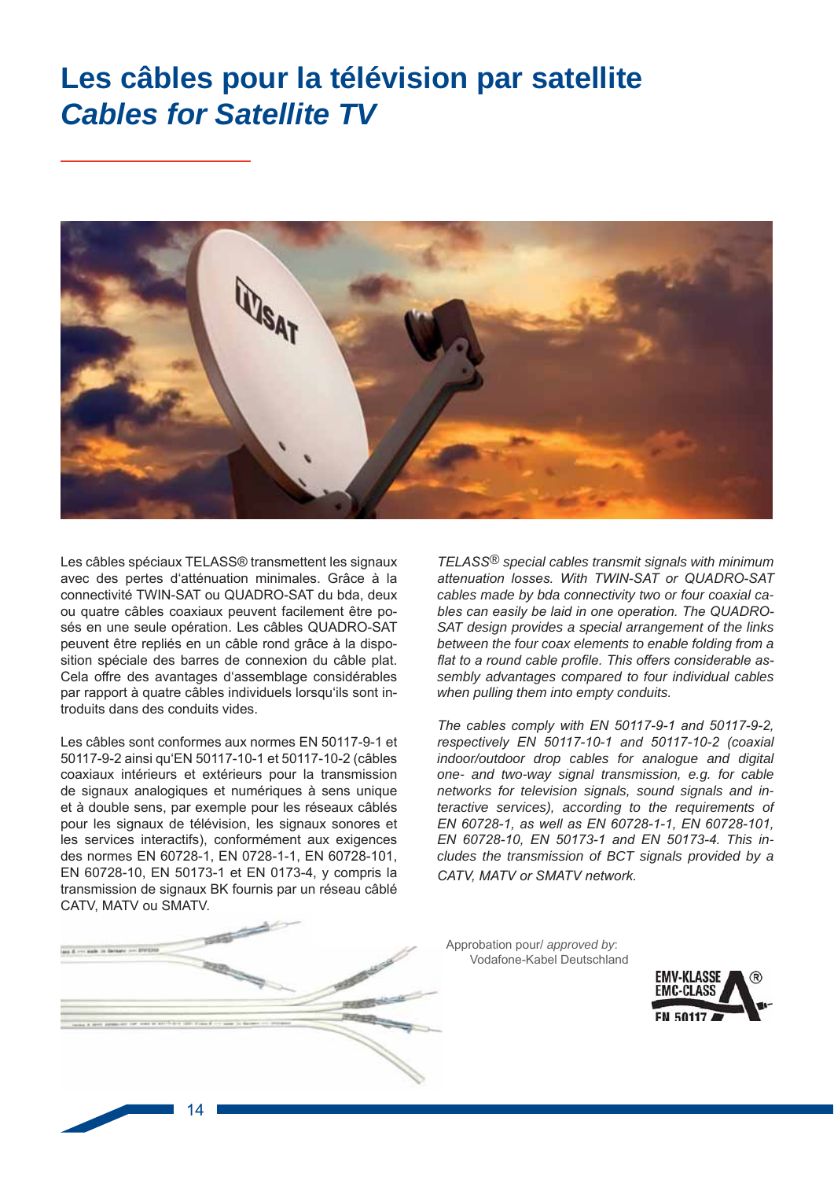# Les câbles pour la télévision par satellite
# *Cables for Satellite TV*

Les câbles spéciaux TELASS® transmettent les signaux avec des pertes d'atténuation minimales. Grâce à la connectivité TWIN-SAT ou QUADRO-SAT du bda, deux ou quatre câbles coaxiaux peuvent facilement être posés en une seule opération. Les câbles QUADRO-SAT peuvent être repliés en un câble rond grâce à la disposition spéciale des barres de connexion du câble plat. Cela offre des avantages d'assemblage considérables par rapport à quatre câbles individuels lorsqu'ils sont introduits dans des conduits vides.

Les câbles sont conformes aux normes EN 50117-9-1 et 50117-9-2 ainsi qu'EN 50117-10-1 et 50117-10-2 (câbles coaxiaux intérieurs et extérieurs pour la transmission de signaux analogiques et numériques à sens unique et à double sens, par exemple pour les réseaux câblés pour les signaux de télévision, les signaux sonores et les services interactifs), conformément aux exigences des normes EN 60728-1, EN 0728-1-1, EN 60728-101, EN 60728-10, EN 50173-1 et EN 0173-4, y compris la transmission de signaux BK fournis par un réseau câblé CATV, MATV ou SMATV.

*TELASS® special cables transmit signals with minimum attenuation losses. With TWIN-SAT or QUADRO-SAT cables made by bda connectivity two or four coaxial cables can easily be laid in one operation. The QUADRO-SAT design provides a special arrangement of the links between the four coax elements to enable folding from a flat to a round cable profile. This offers considerable assembly advantages compared to four individual cables when pulling them into empty conduits.*

*The cables comply with EN 50117-9-1 and 50117-9-2, respectively EN 50117-10-1 and 50117-10-2 (coaxial indoor/outdoor drop cables for analogue and digital one- and two-way signal transmission, e.g. for cable networks for television signals, sound signals and interactive services), according to the requirements of EN 60728-1, as well as EN 60728-1-1, EN 60728-101, EN 60728-10, EN 50173-1 and EN 50173-4. This includes the transmission of BCT signals provided by a CATV, MATV or SMATV network.*

Approbation pour/ *approved by*:
Vodafone-Kabel Deutschland

EMV-KLASSE
EMC-CLASS
EN 50117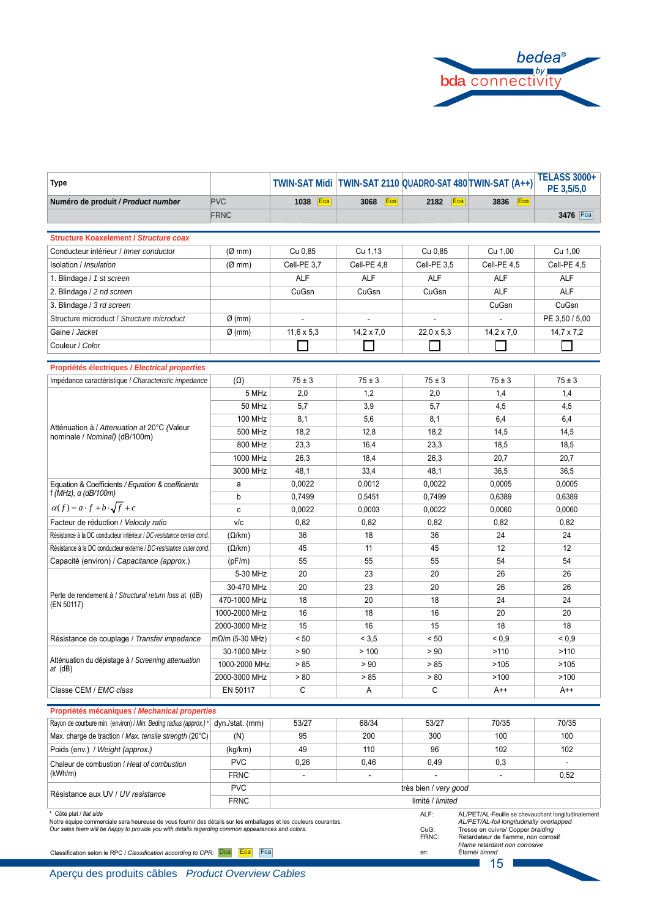| Type | | TWIN-SAT Midi | TWIN-SAT 2110 | QUADRO-SAT 480 | TWIN-SAT (A++) | TELASS 3000+ PE 3,5/5,0 |
|---|---|---|---|---|---|---|
| Numéro de produit / *Product number* | PVC | 1038 Eca | 3068 Eca | 2182 Eca | 3836 Eca | |
| | FRNC | | | | | 3476 Fca |

**Structure Koaxelement / *Structure coax***

| | | | | | | |
|---|---|---|---|---|---|---|
| Conducteur intérieur / *Inner conductor* | (Ø mm) | Cu 0,85 | Cu 1,13 | Cu 0,85 | Cu 1,00 | Cu 1,00 |
| Isolation / *Insulation* | (Ø mm) | Cell-PE 3,7 | Cell-PE 4,8 | Cell-PE 3,5 | Cell-PE 4,5 | Cell-PE 4,5 |
| 1. Blindage / *1 st screen* | | ALF | ALF | ALF | ALF | ALF |
| 2. Blindage / *2 nd screen* | | CuGsn | CuGsn | CuGsn | ALF | ALF |
| 3. Blindage / *3 rd screen* | | | | | CuGsn | CuGsn |
| Structure microduct / *Structure microduct* | Ø (mm) | - | - | - | - | PE 3,50 / 5,00 |
| Gaine / *Jacket* | Ø (mm) | 11,6 x 5,3 | 14,2 x 7,0 | 22,0 x 5,3 | 14,2 x 7,0 | 14,7 x 7,2 |
| Couleur / *Color* | | ☐ | ☐ | ☐ | ☐ | ☐ |

**Propriétés électriques / *Electrical properties***

| | | | | | | |
|---|---|---|---|---|---|---|
| Impédance caractéristique / *Characteristic impedance* | (Ω) | 75 ± 3 | 75 ± 3 | 75 ± 3 | 75 ± 3 | 75 ± 3 |
| Atténuation à / *Attenuation at* 20°C (Valeur nominale / *Nominal*) (dB/100m) | 5 MHz | 2,0 | 1,2 | 2,0 | 1,4 | 1,4 |
| | 50 MHz | 5,7 | 3,9 | 5,7 | 4,5 | 4,5 |
| | 100 MHz | 8,1 | 5,6 | 8,1 | 6,4 | 6,4 |
| | 500 MHz | 18,2 | 12,8 | 18,2 | 14,5 | 14,5 |
| | 800 MHz | 23,3 | 16,4 | 23,3 | 18,5 | 18,5 |
| | 1000 MHz | 26,3 | 18,4 | 26,3 | 20,7 | 20,7 |
| | 3000 MHz | 48,1 | 33,4 | 48,1 | 36,5 | 36,5 |
| Equation & Coefficients / *Equation & coefficients* f *(MHz)*, α *(dB/100m)* $\alpha(f) = a \cdot f + b \cdot \sqrt{f} + c$ | a | 0,0022 | 0,0012 | 0,0022 | 0,0005 | 0,0005 |
| | b | 0,7499 | 0,5451 | 0,7499 | 0,6389 | 0,6389 |
| | c | 0,0022 | 0,0003 | 0,0022 | 0,0060 | 0,0060 |
| Facteur de réduction / *Velocity ratio* | v/c | 0,82 | 0,82 | 0,82 | 0,82 | 0,82 |
| Résistance à la DC conducteur intérieur / *DC-resistance center cond.* | (Ω/km) | 36 | 18 | 36 | 24 | 24 |
| Résistance à la DC conducteur externe / *DC-resistance outer cond.* | (Ω/km) | 45 | 11 | 45 | 12 | 12 |
| Capacité (environ) / *Capacitance (approx.)* | (pF/m) | 55 | 55 | 55 | 54 | 54 |
| Perte de rendement à / *Structural return loss at* (dB) (EN 50117) | 5-30 MHz | 20 | 23 | 20 | 26 | 26 |
| | 30-470 MHz | 20 | 23 | 20 | 26 | 26 |
| | 470-1000 MHz | 18 | 20 | 18 | 24 | 24 |
| | 1000-2000 MHz | 16 | 18 | 16 | 20 | 20 |
| | 2000-3000 MHz | 15 | 16 | 15 | 18 | 18 |
| Résistance de couplage / *Transfer impedance* | mΩ/m (5-30 MHz) | < 50 | < 3,5 | < 50 | < 0,9 | < 0,9 |
| Atténuation du dépistage à / *Screening attenuation at* (dB) | 30-1000 MHz | > 90 | > 100 | > 90 | >110 | >110 |
| | 1000-2000 MHz | > 85 | > 90 | > 85 | >105 | >105 |
| | 2000-3000 MHz | > 80 | > 85 | > 80 | >100 | >100 |
| Classe CEM / *EMC class* | EN 50117 | C | A | C | A++ | A++ |

**Propriétés mécaniques / *Mechanical properties***

| | | | | | | |
|---|---|---|---|---|---|---|
| Rayon de courbure min. (environ) / *Min. Beding radius (approx.)* * | dyn./stat. (mm) | 53/27 | 68/34 | 53/27 | 70/35 | 70/35 |
| Max. charge de traction / *Max. tensile strength* (20°C) | (N) | 95 | 200 | 300 | 100 | 100 |
| Poids (env.) / *Weight (approx.)* | (kg/km) | 49 | 110 | 96 | 102 | 102 |
| Chaleur de combustion / *Heat of combustion* (kWh/m) | PVC | 0,26 | 0,46 | 0,49 | 0,3 | - |
| | FRNC | - | - | - | - | 0,52 |
| Résistance aux UV / *UV resistance* | PVC | très bien / *very good* | | | | |
| | FRNC | limité / *limited* | | | | |

\* Côté plat / *flat side*

Notre équipe commerciale sera heureuse de vous fournir des détails sur les emballages et les couleurs courantes.
*Our sales team will be happy to provide you with details regarding common appearances and colors.*

Classification selon le RPC / *Classification according to CPR:* Dca Eca Fca

ALF: AL/PET/AL-Feuille se chevauchant longitudinalement / *AL/PET/AL-foil longitudinally overlapped*
CuG: Tresse en cuivre/ Copper braiding
FRNC: Retardateur de flamme, non corrosif / *Flame retardant non corrosive*
sn: Étamé/ *tinned*

Aperçu des produits câbles *Product Overview Cables*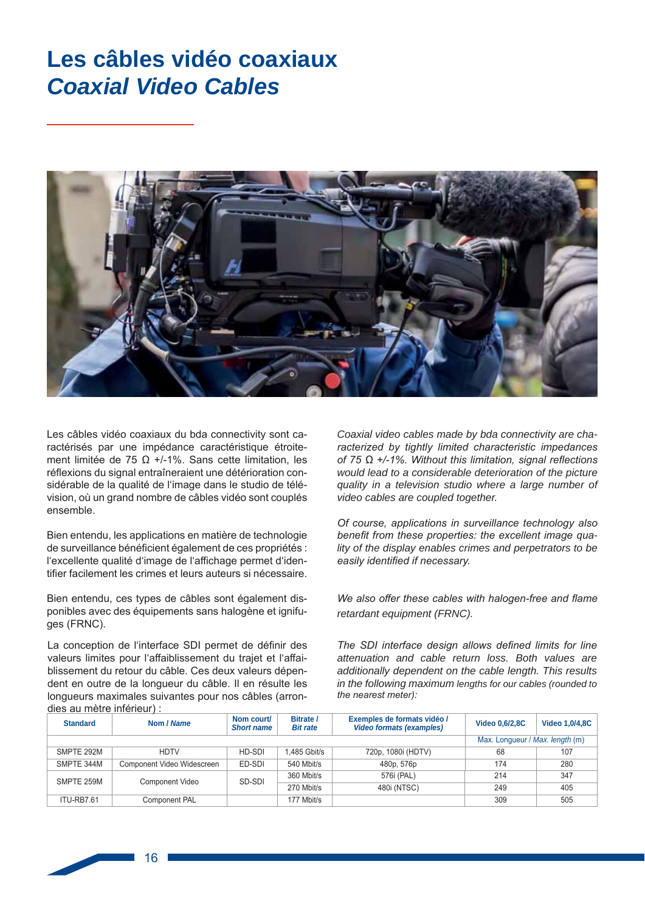# Les câbles vidéo coaxiaux
# *Coaxial Video Cables*

Les câbles vidéo coaxiaux du bda connectivity sont caractérisés par une impédance caractéristique étroitement limitée de 75 Ω +/-1%. Sans cette limitation, les réflexions du signal entraîneraient une détérioration considérable de la qualité de l'image dans le studio de télévision, où un grand nombre de câbles vidéo sont couplés ensemble.

Bien entendu, les applications en matière de technologie de surveillance bénéficient également de ces propriétés : l'excellente qualité d'image de l'affichage permet d'identifier facilement les crimes et leurs auteurs si nécessaire.

Bien entendu, ces types de câbles sont également disponibles avec des équipements sans halogène et ignifuges (FRNC).

La conception de l'interface SDI permet de définir des valeurs limites pour l'affaiblissement du trajet et l'affaiblissement du retour du câble. Ces deux valeurs dépendent en outre de la longueur du câble. Il en résulte les longueurs maximales suivantes pour nos câbles (arrondies au mètre inférieur) :

*Coaxial video cables made by bda connectivity are characterized by tightly limited characteristic impedances of 75 Ω +/-1%. Without this limitation, signal reflections would lead to a considerable deterioration of the picture quality in a television studio where a large number of video cables are coupled together.*

*Of course, applications in surveillance technology also benefit from these properties: the excellent image quality of the display enables crimes and perpetrators to be easily identified if necessary.*

*We also offer these cables with halogen-free and flame retardant equipment (FRNC).*

*The SDI interface design allows defined limits for line attenuation and cable return loss. Both values are additionally dependent on the cable length. This results in the following maximum lengths for our cables (rounded to the nearest meter):*

| **Standard** | **Nom / *Name*** | **Nom court/ *Short name*** | **Bitrate / *Bit rate*** | **Exemples de formats vidéo / *Video formats (examples)*** | **Video 0,6/2,8C** | **Video 1,0/4,8C** |
|---|---|---|---|---|---|---|
| | | | | | Max. Longueur / *Max. length* (m) | |
| SMPTE 292M | HDTV | HD-SDI | 1,485 Gbit/s | 720p, 1080i (HDTV) | 68 | 107 |
| SMPTE 344M | Component Video Widescreen | ED-SDI | 540 Mbit/s | 480p, 576p | 174 | 280 |
| SMPTE 259M | Component Video | SD-SDI | 360 Mbit/s | 576i (PAL) | 214 | 347 |
| | | | 270 Mbit/s | 480i (NTSC) | 249 | 405 |
| ITU-RB7.61 | Component PAL | | 177 Mbit/s | | 309 | 505 |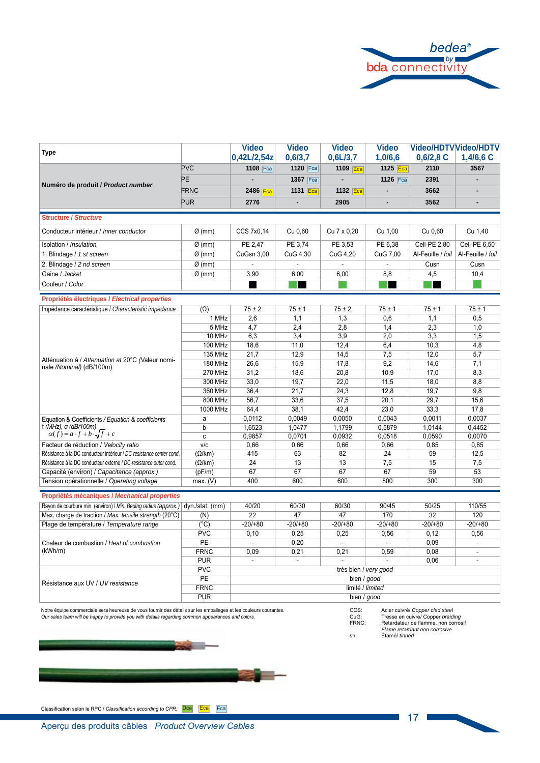| Type | | Video 0,42L/2,54z | Video 0,6/3,7 | Video 0,6L/3,7 | Video 1,0/6,6 | Video/HDTV 0,6/2,8 C | Video/HDTV 1,4/6,6 C |
|---|---|---|---|---|---|---|---|
| Numéro de produit / *Product number* | PVC | 1108 Fca | 1120 Fca | 1109 Eca | 1125 Eca | 2110 | 3567 |
| | PE | - | 1367 Fca | - | 1126 Fca | 2391 | - |
| | FRNC | 2486 Eca | 1131 Eca | 1132 Eca | - | 3662 | - |
| | PUR | 2776 | - | 2905 | - | 3562 | - |
| **Structure / *Structure*** | | | | | | | |
| Conducteur intérieur / *Inner conductor* | Ø (mm) | CCS 7x0,14 | Cu 0,60 | Cu 7 x 0,20 | Cu 1,00 | Cu 0,60 | Cu 1,40 |
| Isolation / *Insulation* | Ø (mm) | PE 2,47 | PE 3,74 | PE 3,53 | PE 6,38 | Cell-PE 2,80 | Cell-PE 6,50 |
| 1. Blindage / *1 st screen* | Ø (mm) | CuGsn 3,00 | CuG 4,30 | CuG 4,20 | CuG 7,00 | Al-Feuille / *foil* | Al-Feuille / *foil* |
| 2. Blindage / *2 nd screen* | Ø (mm) | - | - | - | - | Cusn | Cusn |
| Gaine / *Jacket* | Ø (mm) | 3,90 | 6,00 | 6,00 | 8,8 | 4,5 | 10,4 |
| Couleur / *Color* | | | | | | | |
| **Propriétés électriques / *Electrical properties*** | | | | | | | |
| Impédance caractéristique / *Characteristic impedance* | (Ω) | 75 ± 2 | 75 ± 1 | 75 ± 2 | 75 ± 1 | 75 ± 1 | 75 ± 1 |
| Atténuation à / *Attenuation at* 20°C (Valeur nominale /*Nominal*) (dB/100m) | 1 MHz | 2,6 | 1,1 | 1,3 | 0,6 | 1,1 | 0,5 |
| | 5 MHz | 4,7 | 2,4 | 2,8 | 1,4 | 2,3 | 1,0 |
| | 10 MHz | 6,3 | 3,4 | 3,9 | 2,0 | 3,3 | 1,5 |
| | 100 MHz | 18,6 | 11,0 | 12,4 | 6,4 | 10,3 | 4,8 |
| | 135 MHz | 21,7 | 12,9 | 14,5 | 7,5 | 12,0 | 5,7 |
| | 180 MHz | 26,6 | 15,9 | 17,8 | 9,2 | 14,6 | 7,1 |
| | 270 MHz | 31,2 | 18,6 | 20,8 | 10,9 | 17,0 | 8,3 |
| | 300 MHz | 33,0 | 19,7 | 22,0 | 11,5 | 18,0 | 8,8 |
| | 360 MHz | 36,4 | 21,7 | 24,3 | 12,8 | 19,7 | 9,8 |
| | 800 MHz | 56,7 | 33,6 | 37,5 | 20,1 | 29,7 | 15,6 |
| | 1000 MHz | 64,4 | 38,1 | 42,4 | 23,0 | 33,3 | 17,8 |
| Equation & Coefficients / *Equation & coefficients* f (MHz), α (dB/100m) $\alpha(f) = a \cdot f + b \cdot \sqrt{f} + c$ | a | 0,0112 | 0,0049 | 0,0050 | 0,0043 | 0,0011 | 0,0037 |
| | b | 1,6523 | 1,0477 | 1,1799 | 0,5879 | 1,0144 | 0,4452 |
| | c | 0,9857 | 0,0701 | 0,0932 | 0,0518 | 0,0590 | 0,0070 |
| Facteur de réduction / *Velocity ratio* | v/c | 0,66 | 0,66 | 0,66 | 0,66 | 0,85 | 0,85 |
| Résistance à la DC conducteur intérieur / *DC-resistance center cond.* | (Ω/km) | 415 | 63 | 82 | 24 | 59 | 12,5 |
| Résistance à la DC conducteur externe / *DC-resistance outer cond.* | (Ω/km) | 24 | 13 | 13 | 7,5 | 15 | 7,5 |
| Capacité (environ) / *Capacitance (approx.)* | (pF/m) | 67 | 67 | 67 | 67 | 59 | 53 |
| Tension opérationnelle / *Operating voltage* | max. (V) | 400 | 600 | 600 | 800 | 300 | 300 |
| **Propriétés mécaniques / *Mechanical properties*** | | | | | | | |
| Rayon de courbure min. (environ) / *Min. Beding radius (approx.)* | dyn./stat. (mm) | 40/20 | 60/30 | 60/30 | 90/45 | 50/25 | 110/55 |
| Max. charge de traction / *Max. tensile strength* (20°C) | (N) | 22 | 47 | 47 | 170 | 32 | 120 |
| Plage de température / *Temperature range* | (°C) | -20/+80 | -20/+80 | -20/+80 | -20/+80 | -20/+80 | -20/+80 |
| Chaleur de combustion / *Heat of combustion* (kWh/m) | PVC | 0,10 | 0,25 | 0,25 | 0,56 | 0,12 | 0,56 |
| | PE | - | 0,20 | - | - | 0,09 | - |
| | FRNC | 0,09 | 0,21 | 0,21 | 0,59 | 0,08 | - |
| | PUR | - | - | - | - | 0,06 | - |
| Résistance aux UV / *UV resistance* | PVC | très bien / *very good* | | | | | |
| | PE | bien / *good* | | | | | |
| | FRNC | limité / *limited* | | | | | |
| | PUR | bien / *good* | | | | | |

Notre équipe commerciale sera heureuse de vous fournir des détails sur les emballages et les couleurs courantes.
*Our sales team will be happy to provide you with details regarding common appearances and colors.*

CCS: Acier cuivré/ *Copper clad steel*
CuG: Tresse en cuivre/ *Copper braiding*
FRNC: Retardateur de flamme, non corrosif *Flame retardant non corrosive*
sn: Étamé/ *tinned*

Classification selon le RPC / *Classification according to CPR:* Dca Eca Fca

Aperçu des produits câbles *Product Overview Cables*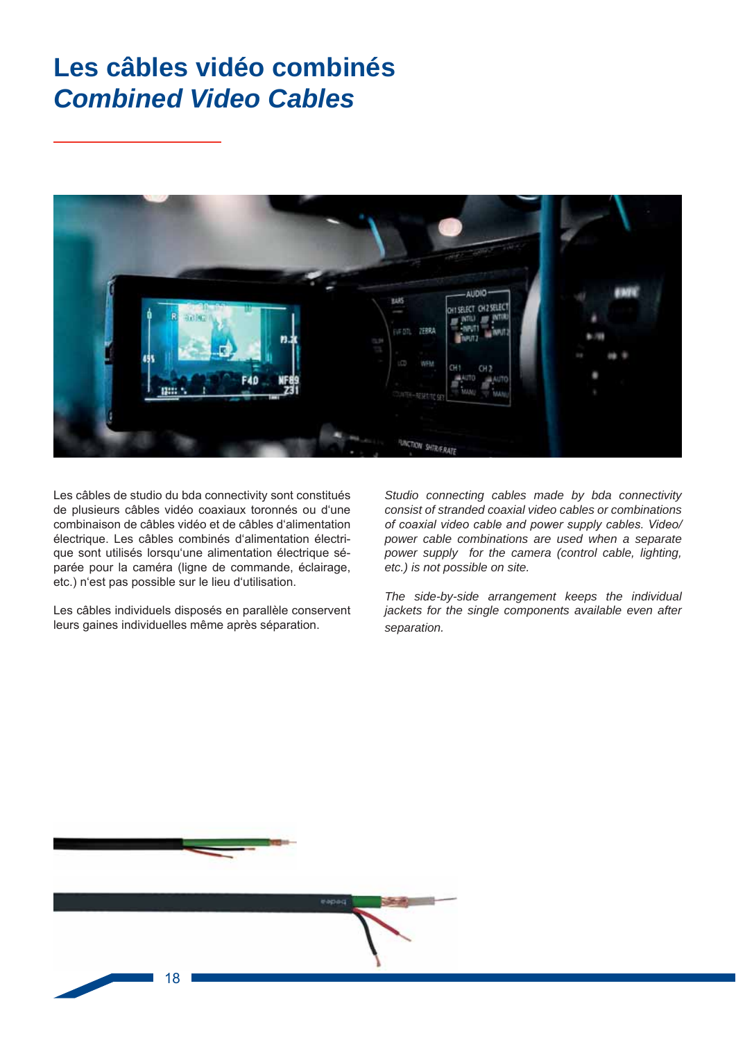# Les câbles vidéo combinés
# *Combined Video Cables*

Les câbles de studio du bda connectivity sont constitués de plusieurs câbles vidéo coaxiaux toronnés ou d'une combinaison de câbles vidéo et de câbles d'alimentation électrique. Les câbles combinés d'alimentation électrique sont utilisés lorsqu'une alimentation électrique séparée pour la caméra (ligne de commande, éclairage, etc.) n'est pas possible sur le lieu d'utilisation.

Les câbles individuels disposés en parallèle conservent leurs gaines individuelles même après séparation.

*Studio connecting cables made by bda connectivity consist of stranded coaxial video cables or combinations of coaxial video cable and power supply cables. Video/power cable combinations are used when a separate power supply for the camera (control cable, lighting, etc.) is not possible on site.*

*The side-by-side arrangement keeps the individual jackets for the single components available even after separation.*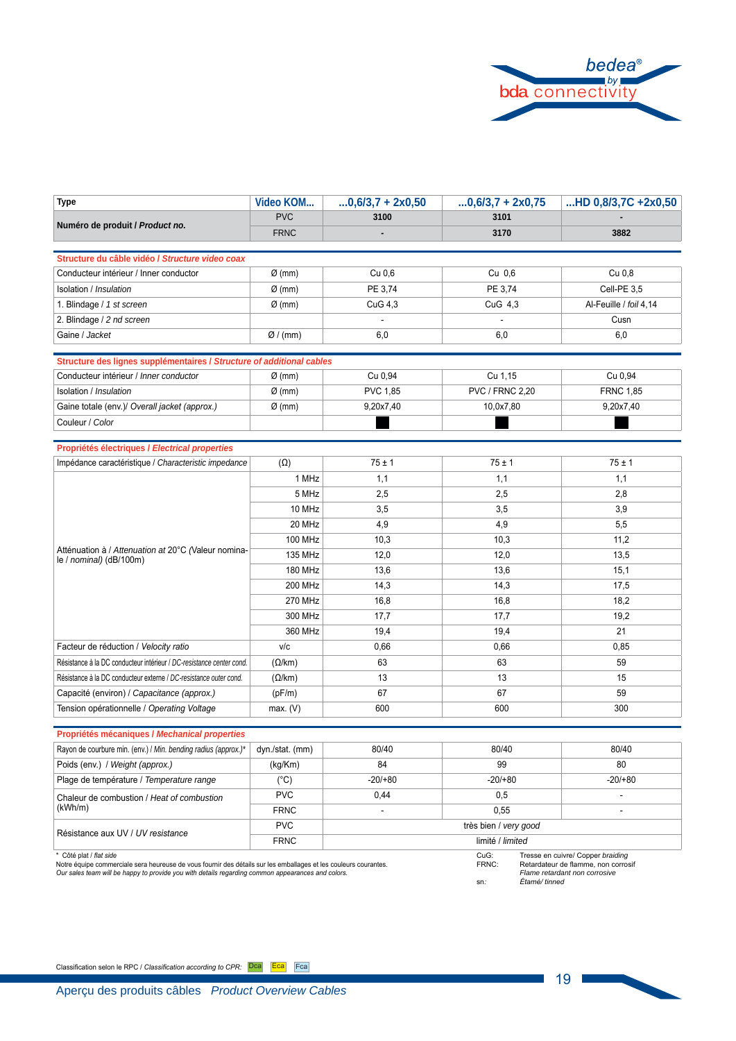| Type | Video KOM... | ...0,6/3,7 + 2x0,50 | ...0,6/3,7 + 2x0,75 | ...HD 0,8/3,7C +2x0,50 |
|---|---|---|---|---|
| **Numéro de produit / *Product no.*** | PVC | 3100 | 3101 | - |
| | FRNC | - | 3170 | 3882 |

| ***Structure du câble vidéo / Structure video coax*** | | | | |
|---|---|---|---|---|
| Conducteur intérieur / Inner conductor | Ø (mm) | Cu 0,6 | Cu 0,6 | Cu 0,8 |
| Isolation / *Insulation* | Ø (mm) | PE 3,74 | PE 3,74 | Cell-PE 3,5 |
| 1. Blindage / *1 st screen* | Ø (mm) | CuG 4,3 | CuG 4,3 | Al-Feuille / *foil* 4,14 |
| 2. Blindage / *2 nd screen* | | - | - | Cusn |
| Gaine / *Jacket* | Ø / (mm) | 6,0 | 6,0 | 6,0 |

| ***Structure des lignes supplémentaires / Structure of additional cables*** | | | | |
|---|---|---|---|---|
| Conducteur intérieur / *Inner conductor* | Ø (mm) | Cu 0,94 | Cu 1,15 | Cu 0,94 |
| Isolation / *Insulation* | Ø (mm) | PVC 1,85 | PVC / FRNC 2,20 | FRNC 1,85 |
| Gaine totale (env.)/ *Overall jacket (approx.)* | Ø (mm) | 9,20x7,40 | 10,0x7,80 | 9,20x7,40 |
| Couleur / *Color* | | ■ | ■ | ■ |

| ***Propriétés électriques / Electrical properties*** | | | | |
|---|---|---|---|---|
| Impédance caractéristique / *Characteristic impedance* | (Ω) | 75 ± 1 | 75 ± 1 | 75 ± 1 |
| Atténuation à / *Attenuation at* 20°C (Valeur nominale / *nominal*) (dB/100m) | 1 MHz | 1,1 | 1,1 | 1,1 |
| | 5 MHz | 2,5 | 2,5 | 2,8 |
| | 10 MHz | 3,5 | 3,5 | 3,9 |
| | 20 MHz | 4,9 | 4,9 | 5,5 |
| | 100 MHz | 10,3 | 10,3 | 11,2 |
| | 135 MHz | 12,0 | 12,0 | 13,5 |
| | 180 MHz | 13,6 | 13,6 | 15,1 |
| | 200 MHz | 14,3 | 14,3 | 17,5 |
| | 270 MHz | 16,8 | 16,8 | 18,2 |
| | 300 MHz | 17,7 | 17,7 | 19,2 |
| | 360 MHz | 19,4 | 19,4 | 21 |
| Facteur de réduction / *Velocity ratio* | v/c | 0,66 | 0,66 | 0,85 |
| Résistance à la DC conducteur intérieur / *DC-resistance center cond.* | (Ω/km) | 63 | 63 | 59 |
| Résistance à la DC conducteur externe / *DC-resistance outer cond.* | (Ω/km) | 13 | 13 | 15 |
| Capacité (environ) / *Capacitance (approx.)* | (pF/m) | 67 | 67 | 59 |
| Tension opérationnelle / *Operating Voltage* | max. (V) | 600 | 600 | 300 |

| ***Propriétés mécaniques / Mechanical properties*** | | | | |
|---|---|---|---|---|
| Rayon de courbure min. (env.) / *Min. bending radius (approx.)** | dyn./stat. (mm) | 80/40 | 80/40 | 80/40 |
| Poids (env.) / *Weight (approx.)* | (kg/Km) | 84 | 99 | 80 |
| Plage de température / *Temperature range* | (°C) | -20/+80 | -20/+80 | -20/+80 |
| Chaleur de combustion / *Heat of combustion* (kWh/m) | PVC | 0,44 | 0,5 | - |
| | FRNC | - | 0,55 | - |
| Résistance aux UV / *UV resistance* | PVC | très bien / *very good* | | |
| | FRNC | limité / *limited* | | |

\* Côté plat / *flat side*

Notre équipe commerciale sera heureuse de vous fournir des détails sur les emballages et les couleurs courantes.
*Our sales team will be happy to provide you with details regarding common appearances and colors.*

CuG: Tresse en cuivre/ *Copper braiding*
FRNC: Retardateur de flamme, non corrosif / *Flame retardant non corrosive*
sn: Étamé/ *tinned*

Classification selon le RPC / *Classification according to CPR:* Dca Eca Fca

Aperçu des produits câbles *Product Overview Cables*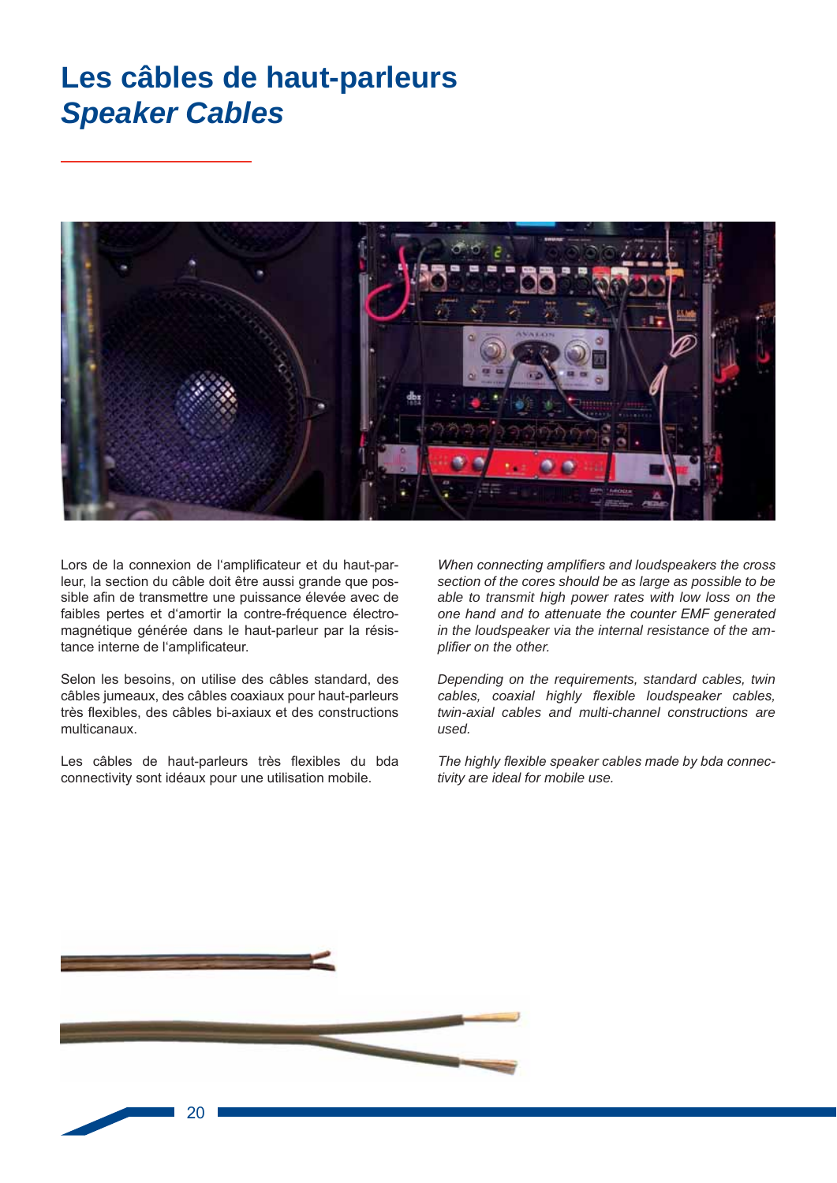# Les câbles de haut-parleurs
# *Speaker Cables*

Lors de la connexion de l'amplificateur et du haut-parleur, la section du câble doit être aussi grande que possible afin de transmettre une puissance élevée avec de faibles pertes et d'amortir la contre-fréquence électromagnétique générée dans le haut-parleur par la résistance interne de l'amplificateur.

Selon les besoins, on utilise des câbles standard, des câbles jumeaux, des câbles coaxiaux pour haut-parleurs très flexibles, des câbles bi-axiaux et des constructions multicanaux.

Les câbles de haut-parleurs très flexibles du bda connectivity sont idéaux pour une utilisation mobile.

*When connecting amplifiers and loudspeakers the cross section of the cores should be as large as possible to be able to transmit high power rates with low loss on the one hand and to attenuate the counter EMF generated in the loudspeaker via the internal resistance of the amplifier on the other.*

*Depending on the requirements, standard cables, twin cables, coaxial highly flexible loudspeaker cables, twin-axial cables and multi-channel constructions are used.*

*The highly flexible speaker cables made by bda connectivity are ideal for mobile use.*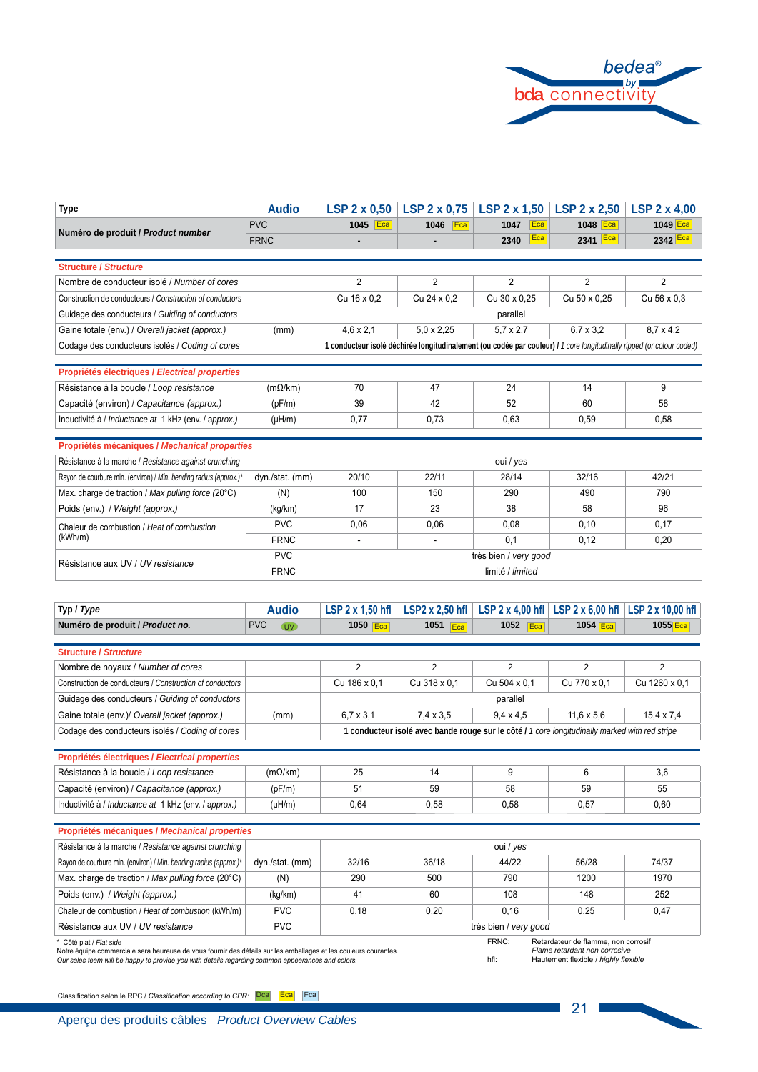| Type | Audio | LSP 2 x 0,50 | LSP 2 x 0,75 | LSP 2 x 1,50 | LSP 2 x 2,50 | LSP 2 x 4,00 |
|---|---|---|---|---|---|---|
| **Numéro de produit / *Product number*** | PVC | **1045** Eca | **1046** Eca | **1047** Eca | **1048** Eca | **1049** Eca |
| | FRNC | - | - | **2340** Eca | **2341** Eca | **2342** Eca |
| **Structure / *Structure*** | | | | | | |
| Nombre de conducteur isolé / *Number of cores* | | 2 | 2 | 2 | 2 | 2 |
| Construction de conducteurs / *Construction of conductors* | | Cu 16 x 0,2 | Cu 24 x 0,2 | Cu 30 x 0,25 | Cu 50 x 0,25 | Cu 56 x 0,3 |
| Guidage des conducteurs / *Guiding of conductors* | | parallel | | | | |
| Gaine totale (env.) / *Overall jacket (approx.)* | (mm) | 4,6 x 2,1 | 5,0 x 2,25 | 5,7 x 2,7 | 6,7 x 3,2 | 8,7 x 4,2 |
| Codage des conducteurs isolés / *Coding of cores* | | **1 conducteur isolé déchirée longitudinalement (ou codée par couleur) /** *1 core longitudinally ripped (or colour coded)* | | | | |
| **Propriétés électriques / *Electrical properties*** | | | | | | |
| Résistance à la boucle / *Loop resistance* | (mΩ/km) | 70 | 47 | 24 | 14 | 9 |
| Capacité (environ) / *Capacitance (approx.)* | (pF/m) | 39 | 42 | 52 | 60 | 58 |
| Inductivité à / *Inductance at* 1 kHz (env. / approx.) | (µH/m) | 0,77 | 0,73 | 0,63 | 0,59 | 0,58 |
| **Propriétés mécaniques / *Mechanical properties*** | | | | | | |
| Résistance à la marche / *Resistance against crunching* | | oui / *yes* | | | | |
| Rayon de courbure min. (environ) / *Min. bending radius (approx.)** | dyn./stat. (mm) | 20/10 | 22/11 | 28/14 | 32/16 | 42/21 |
| Max. charge de traction / *Max pulling force (20°C)* | (N) | 100 | 150 | 290 | 490 | 790 |
| Poids (env.) / *Weight (approx.)* | (kg/km) | 17 | 23 | 38 | 58 | 96 |
| Chaleur de combustion / *Heat of combustion* (kWh/m) | PVC | 0,06 | 0,06 | 0,08 | 0,10 | 0,17 |
| | FRNC | - | - | 0,1 | 0,12 | 0,20 |
| Résistance aux UV / *UV resistance* | PVC | très bien / *very good* | | | | |
| | FRNC | limité / *limited* | | | | |

| Typ / *Type* | Audio | LSP 2 x 1,50 hfl | LSP2 x 2,50 hfl | LSP 2 x 4,00 hfl | LSP 2 x 6,00 hfl | LSP 2 x 10,00 hfl |
|---|---|---|---|---|---|---|
| **Numéro de produit / *Product no.*** | PVC UV | **1050** Eca | **1051** Eca | **1052** Eca | **1054** Eca | **1055** Eca |
| **Structure / *Structure*** | | | | | | |
| Nombre de noyaux / *Number of cores* | | 2 | 2 | 2 | 2 | 2 |
| Construction de conducteurs / *Construction of conductors* | | Cu 186 x 0,1 | Cu 318 x 0,1 | Cu 504 x 0,1 | Cu 770 x 0,1 | Cu 1260 x 0,1 |
| Guidage des conducteurs / *Guiding of conductors* | | parallel | | | | |
| Gaine totale (env.)/ *Overall jacket (approx.)* | (mm) | 6,7 x 3,1 | 7,4 x 3,5 | 9,4 x 4,5 | 11,6 x 5,6 | 15,4 x 7,4 |
| Codage des conducteurs isolés / *Coding of cores* | | **1 conducteur isolé avec bande rouge sur le côté /** *1 core longitudinally marked with red stripe* | | | | |
| **Propriétés électriques / *Electrical properties*** | | | | | | |
| Résistance à la boucle / *Loop resistance* | (mΩ/km) | 25 | 14 | 9 | 6 | 3,6 |
| Capacité (environ) / *Capacitance (approx.)* | (pF/m) | 51 | 59 | 58 | 59 | 55 |
| Inductivité à / *Inductance at* 1 kHz (env. / approx.) | (µH/m) | 0,64 | 0,58 | 0,58 | 0,57 | 0,60 |
| **Propriétés mécaniques / *Mechanical properties*** | | | | | | |
| Résistance à la marche / *Resistance against crunching* | | oui / *yes* | | | | |
| Rayon de courbure min. (environ) / *Min. bending radius (approx.)** | dyn./stat. (mm) | 32/16 | 36/18 | 44/22 | 56/28 | 74/37 |
| Max. charge de traction / *Max pulling force (20°C)* | (N) | 290 | 500 | 790 | 1200 | 1970 |
| Poids (env.) / *Weight (approx.)* | (kg/km) | 41 | 60 | 108 | 148 | 252 |
| Chaleur de combustion / *Heat of combustion* (kWh/m) | PVC | 0,18 | 0,20 | 0,16 | 0,25 | 0,47 |
| Résistance aux UV / *UV resistance* | PVC | très bien / *very good* | | | | |

\* Côté plat / *Flat side*
Notre équipe commerciale sera heureuse de vous fournir des détails sur les emballages et les couleurs courantes.
*Our sales team will be happy to provide you with details regarding common appearances and colors.*

FRNC: Retardateur de flamme, non corrosif / *Flame retardant non corrosive*
hfl: Hautement flexible / *highly flexible*

Classification selon le RPC / *Classification according to CPR:* Dca Eca Fca

Aperçu des produits câbles *Product Overview Cables*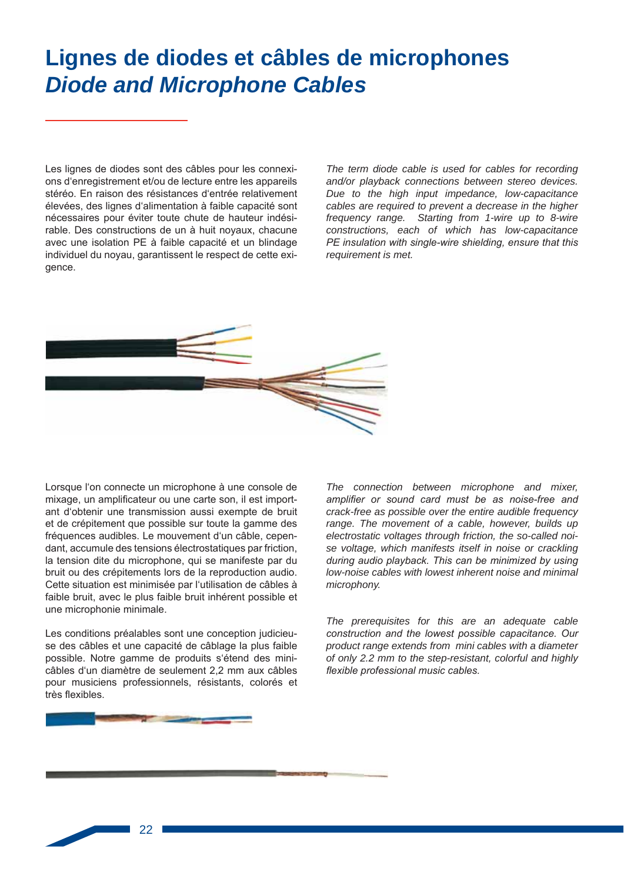# Lignes de diodes et câbles de microphones
## *Diode and Microphone Cables*

Les lignes de diodes sont des câbles pour les connexions d'enregistrement et/ou de lecture entre les appareils stéréo. En raison des résistances d'entrée relativement élevées, des lignes d'alimentation à faible capacité sont nécessaires pour éviter toute chute de hauteur indésirable. Des constructions de un à huit noyaux, chacune avec une isolation PE à faible capacité et un blindage individuel du noyau, garantissent le respect de cette exigence.

*The term diode cable is used for cables for recording and/or playback connections between stereo devices. Due to the high input impedance, low-capacitance cables are required to prevent a decrease in the higher frequency range. Starting from 1-wire up to 8-wire constructions, each of which has low-capacitance PE insulation with single-wire shielding, ensure that this requirement is met.*

Lorsque l'on connecte un microphone à une console de mixage, un amplificateur ou une carte son, il est important d'obtenir une transmission aussi exempte de bruit et de crépitement que possible sur toute la gamme des fréquences audibles. Le mouvement d'un câble, cependant, accumule des tensions électrostatiques par friction, la tension dite du microphone, qui se manifeste par du bruit ou des crépitements lors de la reproduction audio. Cette situation est minimisée par l'utilisation de câbles à faible bruit, avec le plus faible bruit inhérent possible et une microphonie minimale.

Les conditions préalables sont une conception judicieuse des câbles et une capacité de câblage la plus faible possible. Notre gamme de produits s'étend des mini-câbles d'un diamètre de seulement 2,2 mm aux câbles pour musiciens professionnels, résistants, colorés et très flexibles.

*The connection between microphone and mixer, amplifier or sound card must be as noise-free and crack-free as possible over the entire audible frequency range. The movement of a cable, however, builds up electrostatic voltages through friction, the so-called noise voltage, which manifests itself in noise or crackling during audio playback. This can be minimized by using low-noise cables with lowest inherent noise and minimal microphony.*

*The prerequisites for this are an adequate cable construction and the lowest possible capacitance. Our product range extends from mini cables with a diameter of only 2.2 mm to the step-resistant, colorful and highly flexible professional music cables.*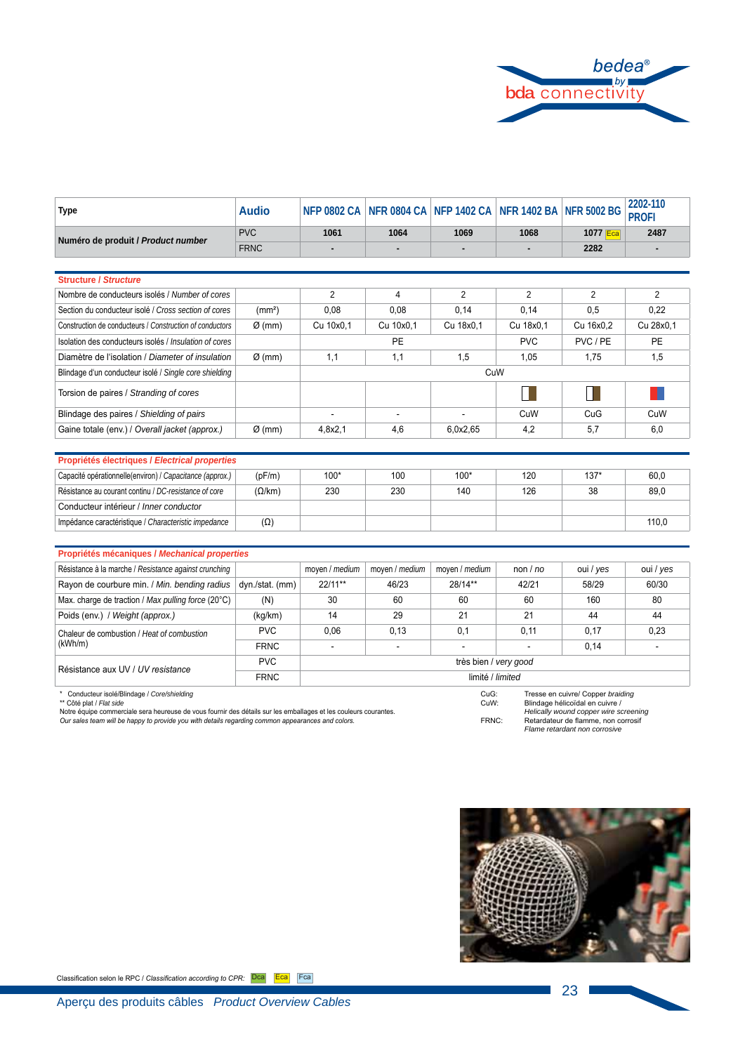| Type | Audio | NFP 0802 CA | NFR 0804 CA | NFP 1402 CA | NFR 1402 BA | NFR 5002 BG | 2202-110 PROFI |
|---|---|---|---|---|---|---|---|
| Numéro de produit / *Product number* | PVC | 1061 | 1064 | 1069 | 1068 | 1077 Eca | 2487 |
| | FRNC | - | - | - | - | 2282 | - |

| Structure / *Structure* | | | | | | | |
|---|---|---|---|---|---|---|---|
| Nombre de conducteurs isolés / *Number of cores* | | 2 | 4 | 2 | 2 | 2 | 2 |
| Section du conducteur isolé / *Cross section of cores* | (mm²) | 0,08 | 0,08 | 0,14 | 0,14 | 0,5 | 0,22 |
| Construction de conducteurs / *Construction of conductors* | Ø (mm) | Cu 10x0,1 | Cu 10x0,1 | Cu 18x0,1 | Cu 18x0,1 | Cu 16x0,2 | Cu 28x0,1 |
| Isolation des conducteurs isolés / *Insulation of cores* | | PE | | | PVC | PVC / PE | PE |
| Diamètre de l'isolation / *Diameter of insulation* | Ø (mm) | 1,1 | 1,1 | 1,5 | 1,05 | 1,75 | 1,5 |
| Blindage d'un conducteur isolé / *Single core shielding* | | CuW | | | | | |
| Torsion de paires / *Stranding of cores* | | | | | | | |
| Blindage des paires / *Shielding of pairs* | | - | - | - | CuW | CuG | CuW |
| Gaine totale (env.) / *Overall jacket (approx.)* | Ø (mm) | 4,8x2,1 | 4,6 | 6,0x2,65 | 4,2 | 5,7 | 6,0 |

| Propriétés électriques / *Electrical properties* | | | | | | | |
|---|---|---|---|---|---|---|---|
| Capacité opérationnelle(environ) / *Capacitance (approx.)* | (pF/m) | 100* | 100 | 100* | 120 | 137* | 60,0 |
| Résistance au courant continu / *DC-resistance of core* | (Ω/km) | 230 | 230 | 140 | 126 | 38 | 89,0 |
| Conducteur intérieur / *Inner conductor* | | | | | | | |
| Impédance caractéristique / *Characteristic impedance* | (Ω) | | | | | | 110,0 |

| Propriétés mécaniques / *Mechanical properties* | | | | | | | |
|---|---|---|---|---|---|---|---|
| Résistance à la marche / *Resistance against crunching* | | moyen / *medium* | moyen / *medium* | moyen / *medium* | non / *no* | oui / *yes* | oui / *yes* |
| Rayon de courbure min. / *Min. bending radius* | dyn./stat. (mm) | 22/11** | 46/23 | 28/14** | 42/21 | 58/29 | 60/30 |
| Max. charge de traction / *Max pulling force* (20°C) | (N) | 30 | 60 | 60 | 60 | 160 | 80 |
| Poids (env.) / *Weight (approx.)* | (kg/km) | 14 | 29 | 21 | 21 | 44 | 44 |
| Chaleur de combustion / *Heat of combustion* (kWh/m) | PVC | 0,06 | 0,13 | 0,1 | 0,11 | 0,17 | 0,23 |
| | FRNC | - | - | - | - | 0,14 | - |
| Résistance aux UV / *UV resistance* | PVC | très bien / *very good* | | | | | |
| | FRNC | limité / *limited* | | | | | |

\* Conducteur isolé/Blindage / *Core/shielding*
\*\* Côté plat / *Flat side*
Notre équipe commerciale sera heureuse de vous fournir des détails sur les emballages et les couleurs courantes.
*Our sales team will be happy to provide you with details regarding common appearances and colors.*

CuG: Tresse en cuivre/ *Copper braiding*
CuW: Blindage hélicoïdal en cuivre / *Helically wound copper wire screening*
FRNC: Retardateur de flamme, non corrosif / *Flame retardant non corrosive*

Classification selon le RPC / *Classification according to CPR:* Dca Eca Fca

Aperçu des produits câbles *Product Overview Cables*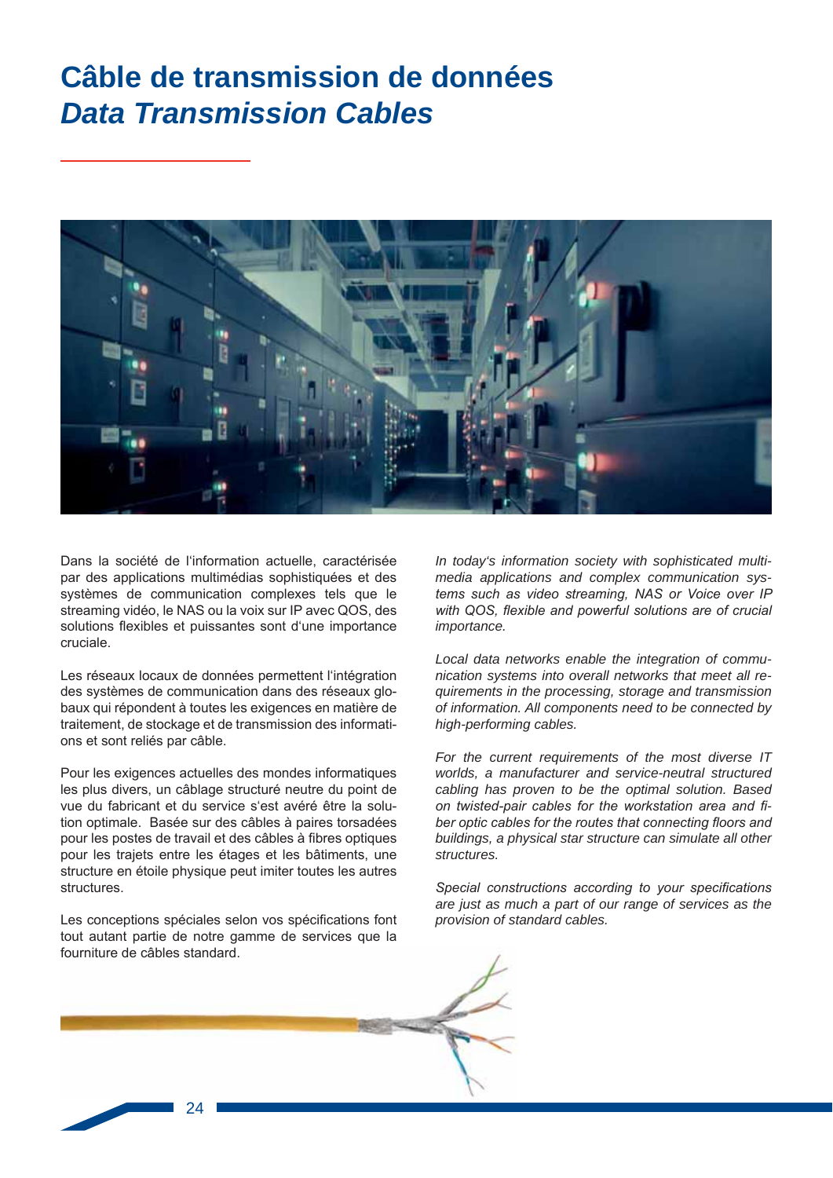# Câble de transmission de données
## *Data Transmission Cables*

Dans la société de l'information actuelle, caractérisée par des applications multimédias sophistiquées et des systèmes de communication complexes tels que le streaming vidéo, le NAS ou la voix sur IP avec QOS, des solutions flexibles et puissantes sont d'une importance cruciale.

Les réseaux locaux de données permettent l'intégration des systèmes de communication dans des réseaux globaux qui répondent à toutes les exigences en matière de traitement, de stockage et de transmission des informations et sont reliés par câble.

Pour les exigences actuelles des mondes informatiques les plus divers, un câblage structuré neutre du point de vue du fabricant et du service s'est avéré être la solution optimale. Basée sur des câbles à paires torsadées pour les postes de travail et des câbles à fibres optiques pour les trajets entre les étages et les bâtiments, une structure en étoile physique peut imiter toutes les autres structures.

Les conceptions spéciales selon vos spécifications font tout autant partie de notre gamme de services que la fourniture de câbles standard.

*In today's information society with sophisticated multimedia applications and complex communication systems such as video streaming, NAS or Voice over IP with QOS, flexible and powerful solutions are of crucial importance.*

*Local data networks enable the integration of communication systems into overall networks that meet all requirements in the processing, storage and transmission of information. All components need to be connected by high-performing cables.*

*For the current requirements of the most diverse IT worlds, a manufacturer and service-neutral structured cabling has proven to be the optimal solution. Based on twisted-pair cables for the workstation area and fiber optic cables for the routes that connecting floors and buildings, a physical star structure can simulate all other structures.*

*Special constructions according to your specifications are just as much a part of our range of services as the provision of standard cables.*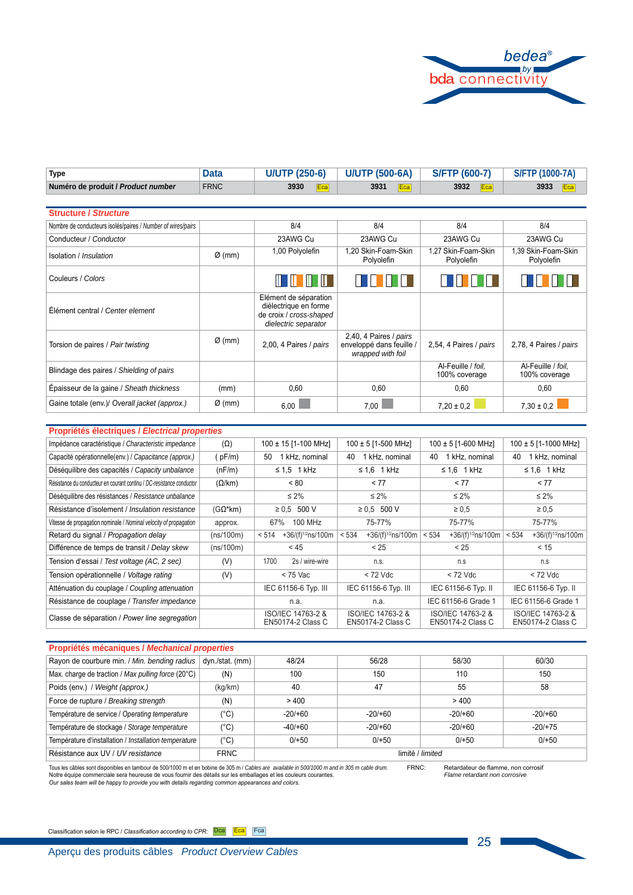| Type | Data | U/UTP (250-6) | U/UTP (500-6A) | S/FTP (600-7) | S/FTP (1000-7A) |
|---|---|---|---|---|---|
| **Numéro de produit / *Product number*** | FRNC | 3930 Eca | 3931 Eca | 3932 Eca | 3933 Eca |

## Structure / *Structure*

| | | | | | |
|---|---|---|---|---|---|
| Nombre de conducteurs isolés/paires / *Number of wires/pairs* | | 8/4 | 8/4 | 8/4 | 8/4 |
| Conducteur / *Conductor* | | 23AWG Cu | 23AWG Cu | 23AWG Cu | 23AWG Cu |
| Isolation / *Insulation* | Ø (mm) | 1,00 Polyolefin | 1,20 Skin-Foam-Skin Polyolefin | 1,27 Skin-Foam-Skin Polyolefin | 1,39 Skin-Foam-Skin Polyolefin |
| Couleurs / *Colors* | | | | | |
| Élément central / *Center element* | | Elément de séparation diélectrique en forme de croix / *cross-shaped dielectric separator* | | | |
| Torsion de paires / *Pair twisting* | Ø (mm) | 2,00, 4 Paires / *pairs* | 2,40, 4 Paires / *pairs* enveloppé dans feuille / *wrapped with foil* | 2,54, 4 Paires / *pairs* | 2,78, 4 Paires / *pairs* |
| Blindage des paires / *Shielding of pairs* | | | | Al-Feuille / *foil*, 100% coverage | Al-Feuille / *foil*, 100% coverage |
| Épaisseur de la gaine / *Sheath thickness* | (mm) | 0,60 | 0,60 | 0,60 | 0,60 |
| Gaine totale (env.)/ *Overall jacket (approx.)* | Ø (mm) | 6,00 | 7,00 | 7,20 ± 0,2 | 7,30 ± 0,2 |

## Propriétés électriques / *Electrical properties*

| | | | | | |
|---|---|---|---|---|---|
| Impédance caractéristique / *Characteristic impedance* | (Ω) | 100 ± 15 [1-100 MHz] | 100 ± 5 [1-500 MHz] | 100 ± 5 [1-600 MHz] | 100 ± 5 [1-1000 MHz] |
| Capacité opérationnelle(env.) / *Capacitance (approx.)* | ( pF/m) | 50 1 kHz, nominal | 40 1 kHz, nominal | 40 1 kHz, nominal | 40 1 kHz, nominal |
| Déséquilibre des capacités / *Capacity unbalance* | (nF/m) | ≤ 1,5 1 kHz | ≤ 1,6 1 kHz | ≤ 1,6 1 kHz | ≤ 1,6 1 kHz |
| Résistance du conducteur en courant continu / *DC-resistance conductor* | (Ω/km) | < 80 | < 77 | < 77 | < 77 |
| Déséquilibre des résistances / *Resistance unbalance* | | ≤ 2% | ≤ 2% | ≤ 2% | ≤ 2% |
| Résistance d'isolement / *Insulation resistance* | (GΩ*km) | ≥ 0,5 500 V | ≥ 0,5 500 V | ≥ 0,5 | ≥ 0,5 |
| Vitesse de propagation nominale / *Nominal velocity of propagation* | approx. | 67% 100 MHz | 75-77% | 75-77% | 75-77% |
| Retard du signal / *Propagation delay* | (ns/100m) | < 514 +36/(f)$^{1/2}$ns/100m | < 534 +36/(f)$^{1/2}$ns/100m | < 534 +36/(f)$^{1/2}$ns/100m | < 534 +36/(f)$^{1/2}$ns/100m |
| Différence de temps de transit / *Delay skew* | (ns/100m) | < 45 | < 25 | < 25 | < 15 |
| Tension d'essai / *Test voltage (AC, 2 sec)* | (V) | 1700 2s / wire-wire | n.s. | n.s | n.s |
| Tension opérationnelle / *Voltage rating* | (V) | < 75 Vac | < 72 Vdc | < 72 Vdc | < 72 Vdc |
| Atténuation du couplage / *Coupling attenuation* | | IEC 61156-6 Typ. III | IEC 61156-6 Typ. III | IEC 61156-6 Typ. II | IEC 61156-6 Typ. II |
| Résistance de couplage / *Transfer impedance* | | n.a. | n.a. | IEC 61156-6 Grade 1 | IEC 61156-6 Grade 1 |
| Classe de séparation / *Power line segregation* | | ISO/IEC 14763-2 & EN50174-2 Class C | ISO/IEC 14763-2 & EN50174-2 Class C | ISO/IEC 14763-2 & EN50174-2 Class C | ISO/IEC 14763-2 & EN50174-2 Class C |

## Propriétés mécaniques / *Mechanical properties*

| | | | | | |
|---|---|---|---|---|---|
| Rayon de courbure min. / *Min. bending radius* | dyn./stat. (mm) | 48/24 | 56/28 | 58/30 | 60/30 |
| Max. charge de traction / *Max pulling force (20°C)* | (N) | 100 | 150 | 110 | 150 |
| Poids (env.) / *Weight (approx.)* | (kg/km) | 40 | 47 | 55 | 58 |
| Force de rupture / *Breaking strength* | (N) | > 400 | | > 400 | |
| Température de service / *Operating temperature* | (°C) | -20/+60 | -20/+60 | -20/+60 | -20/+60 |
| Température de stockage / *Storage temperature* | (°C) | -40/+60 | -20/+60 | -20/+60 | -20/+75 |
| Température d'installation / *Installation temperature* | (°C) | 0/+50 | 0/+50 | 0/+50 | 0/+50 |
| Résistance aux UV / *UV resistance* | FRNC | limité / *limited* | | | |

Tous les câbles sont disponibles en tambour de 500/1000 m et en bobine de 305 m / *Cables are available in 500/1000 m and in 305 m cable drum.*
Notre équipe commerciale sera heureuse de vous fournir des détails sur les emballages et les couleurs courantes.
*Our sales team will be happy to provide you with details regarding common appearances and colors.*

FRNC: Retardateur de flamme, non corrosif / *Flame retardant non corrosive*

Classification selon le RPC / *Classification according to CPR:* Dca Eca Fca

Aperçu des produits câbles *Product Overview Cables*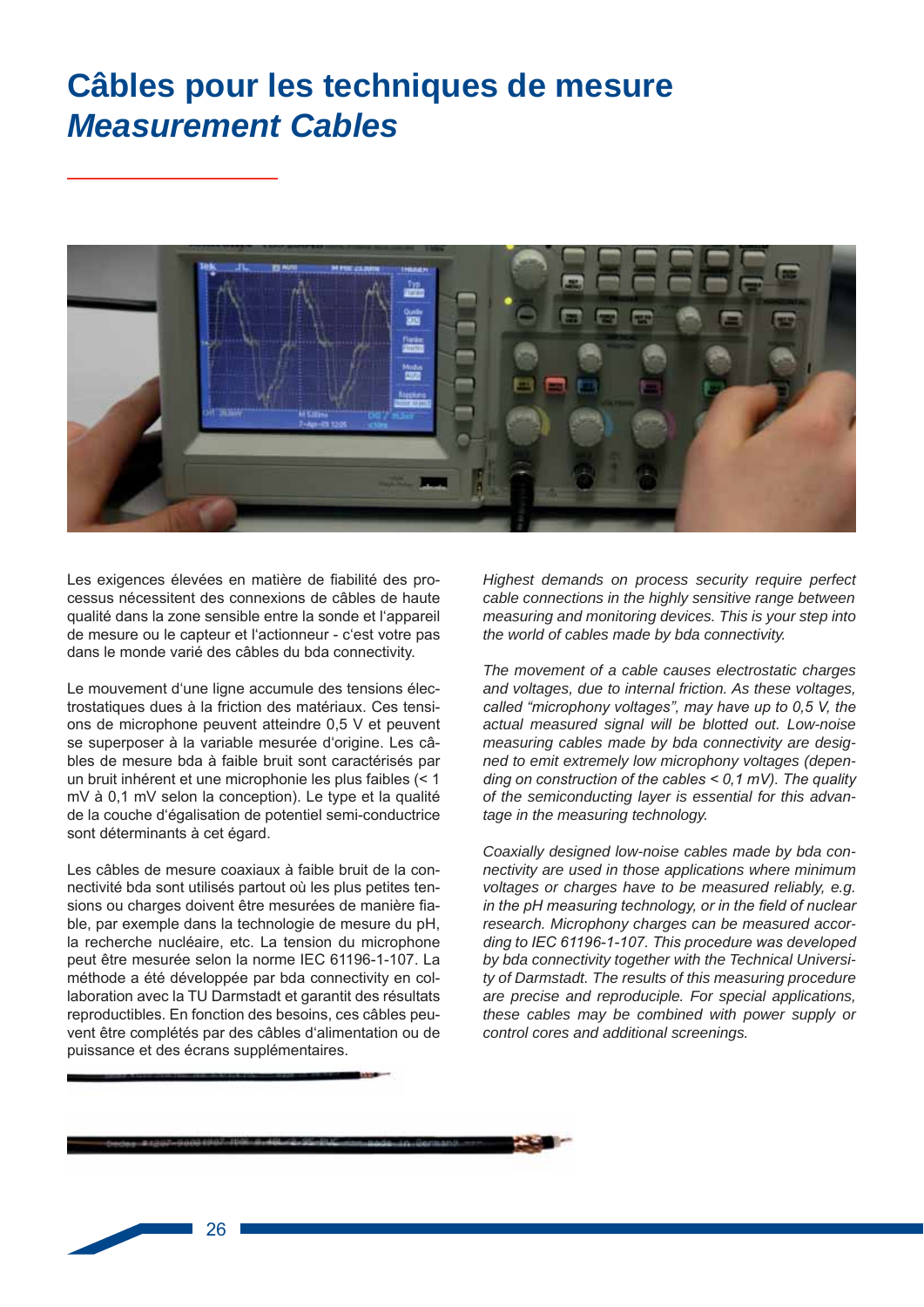# Câbles pour les techniques de mesure
# *Measurement Cables*

Les exigences élevées en matière de fiabilité des processus nécessitent des connexions de câbles de haute qualité dans la zone sensible entre la sonde et l'appareil de mesure ou le capteur et l'actionneur - c'est votre pas dans le monde varié des câbles du bda connectivity.

Le mouvement d'une ligne accumule des tensions électrostatiques dues à la friction des matériaux. Ces tensions de microphone peuvent atteindre 0,5 V et peuvent se superposer à la variable mesurée d'origine. Les câbles de mesure bda à faible bruit sont caractérisés par un bruit inhérent et une microphonie les plus faibles (< 1 mV à 0,1 mV selon la conception). Le type et la qualité de la couche d'égalisation de potentiel semi-conductrice sont déterminants à cet égard.

Les câbles de mesure coaxiaux à faible bruit de la connectivité bda sont utilisés partout où les plus petites tensions ou charges doivent être mesurées de manière fiable, par exemple dans la technologie de mesure du pH, la recherche nucléaire, etc. La tension du microphone peut être mesurée selon la norme IEC 61196-1-107. La méthode a été développée par bda connectivity en collaboration avec la TU Darmstadt et garantit des résultats reproductibles. En fonction des besoins, ces câbles peuvent être complétés par des câbles d'alimentation ou de puissance et des écrans supplémentaires.

*Highest demands on process security require perfect cable connections in the highly sensitive range between measuring and monitoring devices. This is your step into the world of cables made by bda connectivity.*

*The movement of a cable causes electrostatic charges and voltages, due to internal friction. As these voltages, called "microphony voltages", may have up to 0,5 V, the actual measured signal will be blotted out. Low-noise measuring cables made by bda connectivity are designed to emit extremely low microphony voltages (depending on construction of the cables < 0,1 mV). The quality of the semiconducting layer is essential for this advantage in the measuring technology.*

*Coaxially designed low-noise cables made by bda connectivity are used in those applications where minimum voltages or charges have to be measured reliably, e.g. in the pH measuring technology, or in the field of nuclear research. Microphony charges can be measured according to IEC 61196-1-107. This procedure was developed by bda connectivity together with the Technical University of Darmstadt. The results of this measuring procedure are precise and reproducible. For special applications, these cables may be combined with power supply or control cores and additional screenings.*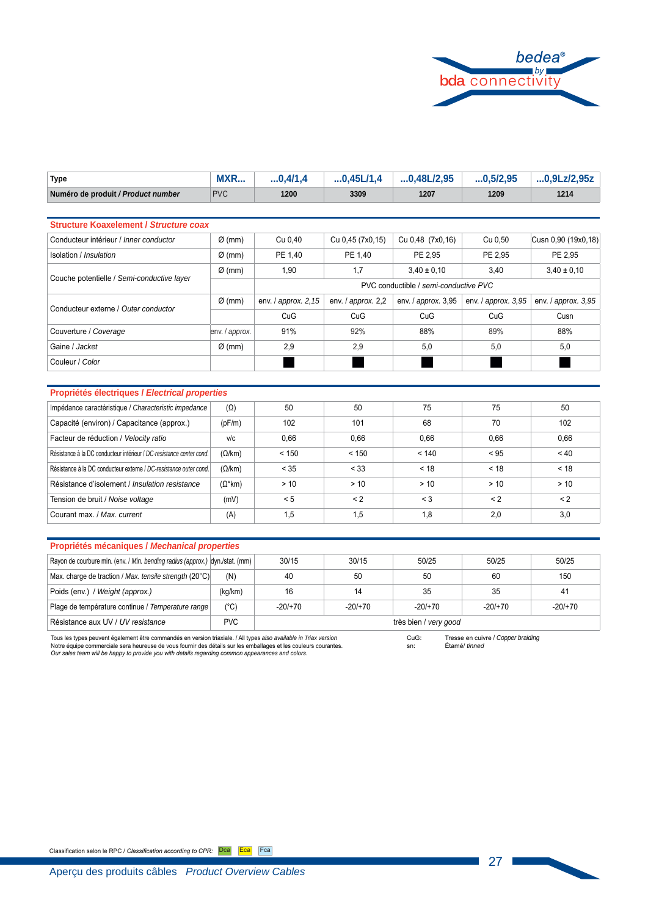| Type | MXR... | ...0,4/1,4 | ...0,45L/1,4 | ...0,48L/2,95 | ...0,5/2,95 | ...0,9Lz/2,95z |
|---|---|---|---|---|---|---|
| **Numéro de produit / *Product number*** | PVC | **1200** | **3309** | **1207** | **1209** | **1214** |

## Structure Koaxelement / *Structure coax*

| | | | | | | |
|---|---|---|---|---|---|---|
| Conducteur intérieur / *Inner conductor* | Ø (mm) | Cu 0,40 | Cu 0,45 (7x0,15) | Cu 0,48 (7x0,16) | Cu 0,50 | Cusn 0,90 (19x0,18) |
| Isolation / *Insulation* | Ø (mm) | PE 1,40 | PE 1,40 | PE 2,95 | PE 2,95 | PE 2,95 |
| Couche potentielle / *Semi-conductive layer* | Ø (mm) | 1,90 | 1,7 | 3,40 ± 0,10 | 3,40 | 3,40 ± 0,10 |
| | | PVC conductible / *semi-conductive PVC* | | | | |
| Conducteur externe / *Outer conductor* | Ø (mm) | env. / *approx.* 2,15 | env. / *approx.* 2,2 | env. / *approx.* 3,95 | env. / *approx.* 3,95 | env. / *approx.* 3,95 |
| | | CuG | CuG | CuG | CuG | Cusn |
| Couverture / *Coverage* | env. / *approx.* | 91% | 92% | 88% | 89% | 88% |
| Gaine / *Jacket* | Ø (mm) | 2,9 | 2,9 | 5,0 | 5,0 | 5,0 |
| Couleur / *Color* | | ■ | ■ | ■ | ■ | ■ |

## Propriétés électriques / *Electrical properties*

| | | | | | | |
|---|---|---|---|---|---|---|
| Impédance caractéristique / *Characteristic impedance* | (Ω) | 50 | 50 | 75 | 75 | 50 |
| Capacité (environ) / Capacitance (approx.) | (pF/m) | 102 | 101 | 68 | 70 | 102 |
| Facteur de réduction / *Velocity ratio* | v/c | 0,66 | 0,66 | 0,66 | 0,66 | 0,66 |
| Résistance à la DC conducteur intérieur / *DC-resistance center cond.* | (Ω/km) | < 150 | < 150 | < 140 | < 95 | < 40 |
| Résistance à la DC conducteur externe / *DC-resistance outer cond.* | (Ω/km) | < 35 | < 33 | < 18 | < 18 | < 18 |
| Résistance d'isolement / *Insulation resistance* | (Ω*km) | > 10 | > 10 | > 10 | > 10 | > 10 |
| Tension de bruit / *Noise voltage* | (mV) | < 5 | < 2 | < 3 | < 2 | < 2 |
| Courant max. / *Max. current* | (A) | 1,5 | 1,5 | 1,8 | 2,0 | 3,0 |

## Propriétés mécaniques / *Mechanical properties*

| | | | | | | |
|---|---|---|---|---|---|---|
| Rayon de courbure min. (env. / *Min. bending radius (approx.)* | dyn./stat. (mm) | 30/15 | 30/15 | 50/25 | 50/25 | 50/25 |
| Max. charge de traction / *Max. tensile strength* (20°C) | (N) | 40 | 50 | 50 | 60 | 150 |
| Poids (env.) / *Weight (approx.)* | (kg/km) | 16 | 14 | 35 | 35 | 41 |
| Plage de température continue / *Temperature range* | (°C) | -20/+70 | -20/+70 | -20/+70 | -20/+70 | -20/+70 |
| Résistance aux UV / *UV resistance* | PVC | très bien / *very good* | | | | |

Tous les types peuvent également être commandés en version triaxiale. / All types *also available in Triax version*
Notre équipe commerciale sera heureuse de vous fournir des détails sur les emballages et les couleurs courantes.
*Our sales team will be happy to provide you with details regarding common appearances and colors.*

CuG: Tresse en cuivre / *Copper braiding*
sn: Étamé/ *tinned*

Classification selon le RPC / *Classification according to CPR:* Dca Eca Fca

Aperçu des produits câbles *Product Overview Cables*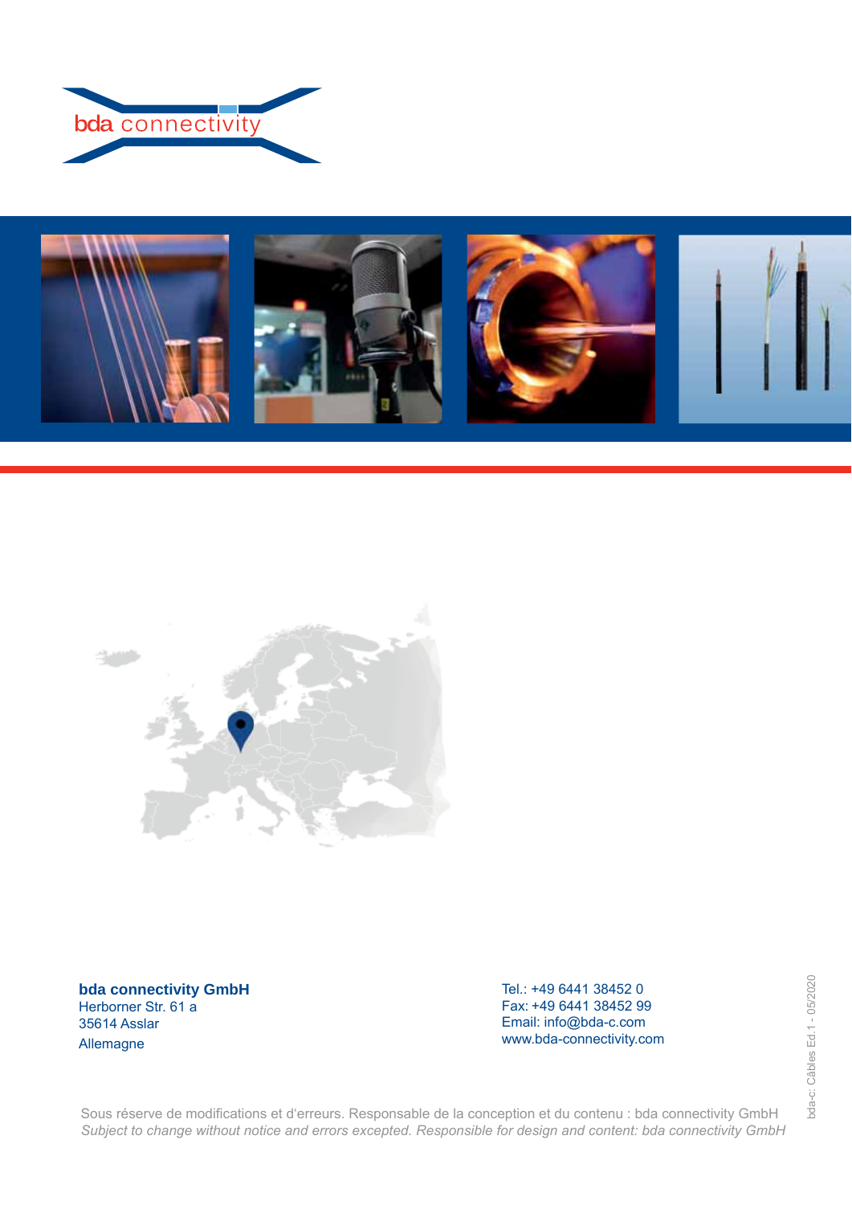bda connectivity

**bda connectivity GmbH**
Herborner Str. 61 a
35614 Asslar
Allemagne

Tel.: +49 6441 38452 0
Fax: +49 6441 38452 99
Email: info@bda-c.com
www.bda-connectivity.com

bda-c: Câbles Ed.1 - 05/2020

Sous réserve de modifications et d'erreurs. Responsable de la conception et du contenu : bda connectivity GmbH
*Subject to change without notice and errors excepted. Responsible for design and content: bda connectivity GmbH*